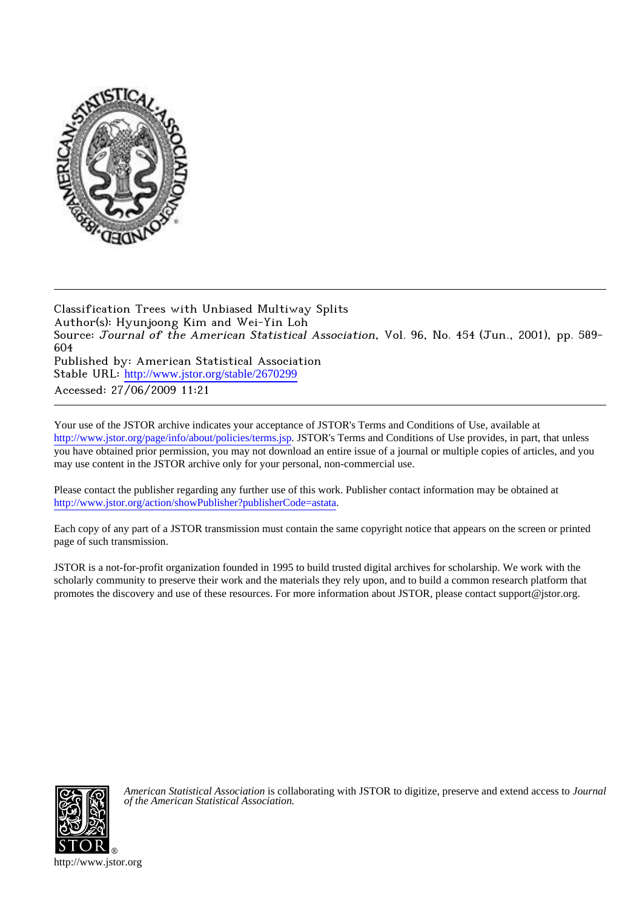Classification Trees with Unbiased Multiway Splits
Author(s): Hyunjoong Kim and Wei-Yin Loh
Source: *Journal of the American Statistical Association*, Vol. 96, No. 454 (Jun., 2001), pp. 589-604
Published by: American Statistical Association
Stable URL: http://www.jstor.org/stable/2670299
Accessed: 27/06/2009 11:21

---

Your use of the JSTOR archive indicates your acceptance of JSTOR's Terms and Conditions of Use, available at http://www.jstor.org/page/info/about/policies/terms.jsp. JSTOR's Terms and Conditions of Use provides, in part, that unless you have obtained prior permission, you may not download an entire issue of a journal or multiple copies of articles, and you may use content in the JSTOR archive only for your personal, non-commercial use.

Please contact the publisher regarding any further use of this work. Publisher contact information may be obtained at http://www.jstor.org/action/showPublisher?publisherCode=astata.

Each copy of any part of a JSTOR transmission must contain the same copyright notice that appears on the screen or printed page of such transmission.

JSTOR is a not-for-profit organization founded in 1995 to build trusted digital archives for scholarship. We work with the scholarly community to preserve their work and the materials they rely upon, and to build a common research platform that promotes the discovery and use of these resources. For more information about JSTOR, please contact support@jstor.org.

*American Statistical Association* is collaborating with JSTOR to digitize, preserve and extend access to *Journal of the American Statistical Association.*

http://www.jstor.org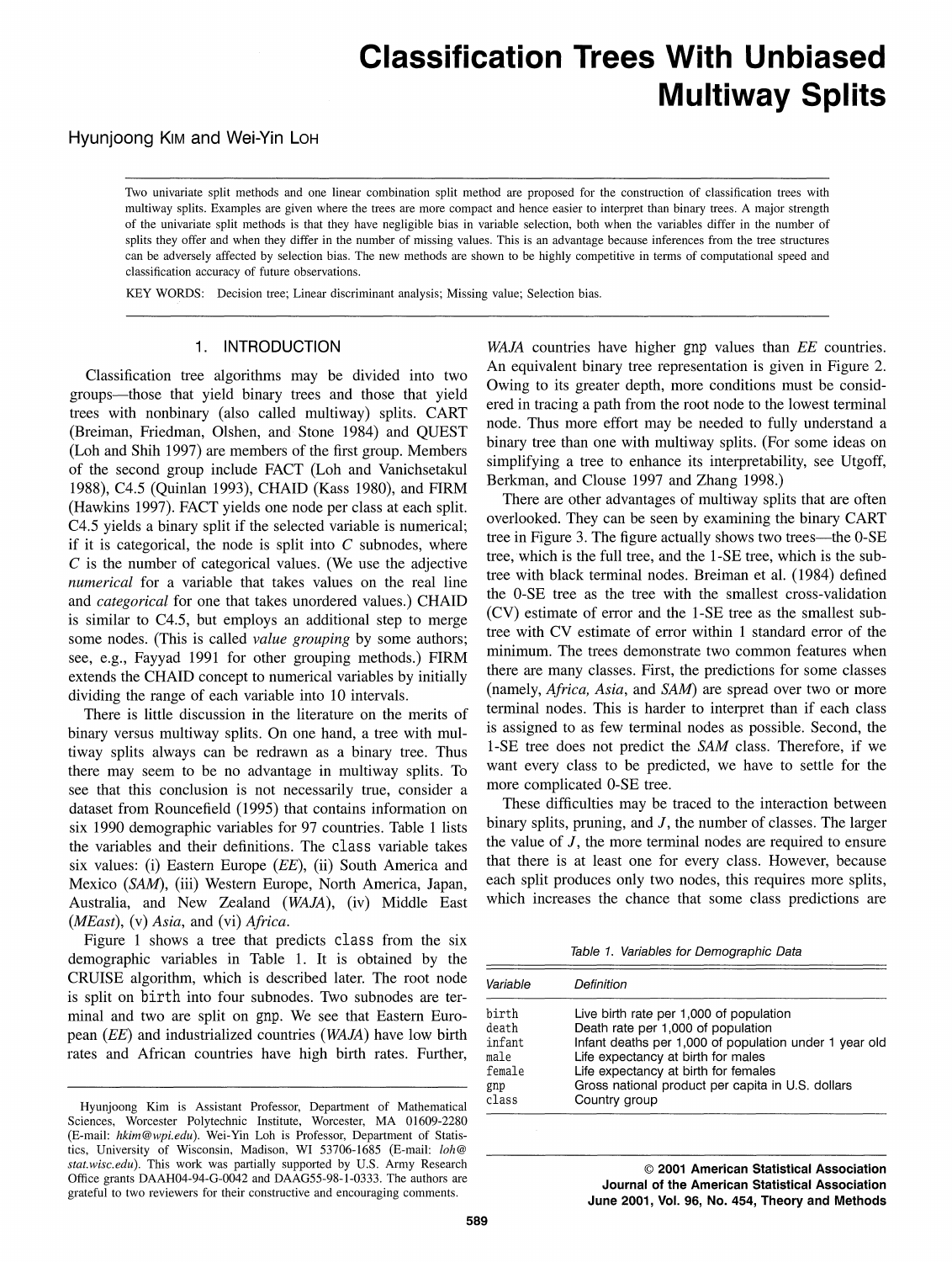# Classification Trees With Unbiased Multiway Splits

Hyunjoong KIM and Wei-Yin LOH

Two univariate split methods and one linear combination split method are proposed for the construction of classification trees with multiway splits. Examples are given where the trees are more compact and hence easier to interpret than binary trees. A major strength of the univariate split methods is that they have negligible bias in variable selection, both when the variables differ in the number of splits they offer and when they differ in the number of missing values. This is an advantage because inferences from the tree structures can be adversely affected by selection bias. The new methods are shown to be highly competitive in terms of computational speed and classification accuracy of future observations.

KEY WORDS: Decision tree; Linear discriminant analysis; Missing value; Selection bias.

## 1. INTRODUCTION

Classification tree algorithms may be divided into two groups—those that yield binary trees and those that yield trees with nonbinary (also called multiway) splits. CART (Breiman, Friedman, Olshen, and Stone 1984) and QUEST (Loh and Shih 1997) are members of the first group. Members of the second group include FACT (Loh and Vanichsetakul 1988), C4.5 (Quinlan 1993), CHAID (Kass 1980), and FIRM (Hawkins 1997). FACT yields one node per class at each split. C4.5 yields a binary split if the selected variable is numerical; if it is categorical, the node is split into $C$ subnodes, where $C$ is the number of categorical values. (We use the adjective *numerical* for a variable that takes values on the real line and *categorical* for one that takes unordered values.) CHAID is similar to C4.5, but employs an additional step to merge some nodes. (This is called *value grouping* by some authors; see, e.g., Fayyad 1991 for other grouping methods.) FIRM extends the CHAID concept to numerical variables by initially dividing the range of each variable into 10 intervals.

There is little discussion in the literature on the merits of binary versus multiway splits. On one hand, a tree with multiway splits always can be redrawn as a binary tree. Thus there may seem to be no advantage in multiway splits. To see that this conclusion is not necessarily true, consider a dataset from Rouncefield (1995) that contains information on six 1990 demographic variables for 97 countries. Table 1 lists the variables and their definitions. The class variable takes six values: (i) Eastern Europe (*EE*), (ii) South America and Mexico (*SAM*), (iii) Western Europe, North America, Japan, Australia, and New Zealand (*WAJA*), (iv) Middle East (*MEast*), (v) *Asia*, and (vi) *Africa*.

Figure 1 shows a tree that predicts class from the six demographic variables in Table 1. It is obtained by the CRUISE algorithm, which is described later. The root node is split on birth into four subnodes. Two subnodes are terminal and two are split on gnp. We see that Eastern European (*EE*) and industrialized countries (*WAJA*) have low birth rates and African countries have high birth rates. Further, *WAJA* countries have higher gnp values than *EE* countries. An equivalent binary tree representation is given in Figure 2. Owing to its greater depth, more conditions must be considered in tracing a path from the root node to the lowest terminal node. Thus more effort may be needed to fully understand a binary tree than one with multiway splits. (For some ideas on simplifying a tree to enhance its interpretability, see Utgoff, Berkman, and Clouse 1997 and Zhang 1998.)

There are other advantages of multiway splits that are often overlooked. They can be seen by examining the binary CART tree in Figure 3. The figure actually shows two trees—the 0-SE tree, which is the full tree, and the 1-SE tree, which is the subtree with black terminal nodes. Breiman et al. (1984) defined the 0-SE tree as the tree with the smallest cross-validation (CV) estimate of error and the 1-SE tree as the smallest subtree with CV estimate of error within 1 standard error of the minimum. The trees demonstrate two common features when there are many classes. First, the predictions for some classes (namely, *Africa, Asia*, and *SAM*) are spread over two or more terminal nodes. This is harder to interpret than if each class is assigned to as few terminal nodes as possible. Second, the 1-SE tree does not predict the *SAM* class. Therefore, if we want every class to be predicted, we have to settle for the more complicated 0-SE tree.

These difficulties may be traced to the interaction between binary splits, pruning, and $J$, the number of classes. The larger the value of $J$, the more terminal nodes are required to ensure that there is at least one for every class. However, because each split produces only two nodes, this requires more splits, which increases the chance that some class predictions are

*Table 1. Variables for Demographic Data*

| Variable | Definition |
|---|---|
| birth | Live birth rate per 1,000 of population |
| death | Death rate per 1,000 of population |
| infant | Infant deaths per 1,000 of population under 1 year old |
| male | Life expectancy at birth for males |
| female | Life expectancy at birth for females |
| gnp | Gross national product per capita in U.S. dollars |
| class | Country group |

Hyunjoong Kim is Assistant Professor, Department of Mathematical Sciences, Worcester Polytechnic Institute, Worcester, MA 01609-2280 (E-mail: *hkim@wpi.edu*). Wei-Yin Loh is Professor, Department of Statistics, University of Wisconsin, Madison, WI 53706-1685 (E-mail: *loh@stat.wisc.edu*). This work was partially supported by U.S. Army Research Office grants DAAH04-94-G-0042 and DAAG55-98-1-0333. The authors are grateful to two reviewers for their constructive and encouraging comments.

© 2001 American Statistical Association
Journal of the American Statistical Association
June 2001, Vol. 96, No. 454, Theory and Methods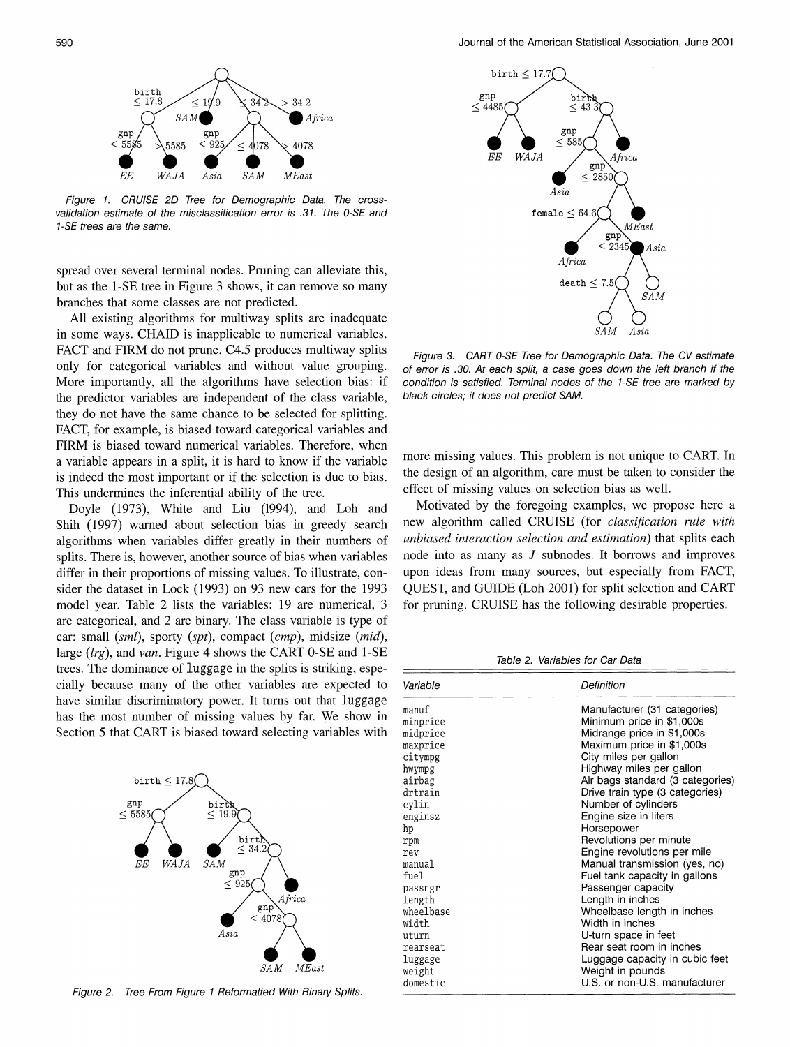Figure 1. CRUISE 2D Tree for Demographic Data. The cross-validation estimate of the misclassification error is .31. The 0-SE and 1-SE trees are the same.

Figure 2. Tree From Figure 1 Reformatted With Binary Splits.

spread over several terminal nodes. Pruning can alleviate this, but as the 1-SE tree in Figure 3 shows, it can remove so many branches that some classes are not predicted.

All existing algorithms for multiway splits are inadequate in some ways. CHAID is inapplicable to numerical variables. FACT and FIRM do not prune. C4.5 produces multiway splits only for categorical variables and without value grouping. More importantly, all the algorithms have selection bias: if the predictor variables are independent of the class variable, they do not have the same chance to be selected for splitting. FACT, for example, is biased toward categorical variables and FIRM is biased toward numerical variables. Therefore, when a variable appears in a split, it is hard to know if the variable is indeed the most important or if the selection is due to bias. This undermines the inferential ability of the tree.

Doyle (1973), White and Liu (1994), and Loh and Shih (1997) warned about selection bias in greedy search algorithms when variables differ greatly in their numbers of splits. There is, however, another source of bias when variables differ in their proportions of missing values. To illustrate, consider the dataset in Lock (1993) on 93 new cars for the 1993 model year. Table 2 lists the variables: 19 are numerical, 3 are categorical, and 2 are binary. The class variable is type of car: small (*sml*), sporty (*spt*), compact (*cmp*), midsize (*mid*), large (*lrg*), and *van*. Figure 4 shows the CART 0-SE and 1-SE trees. The dominance of luggage in the splits is striking, especially because many of the other variables are expected to have similar discriminatory power. It turns out that luggage has the most number of missing values by far. We show in Section 5 that CART is biased toward selecting variables with more missing values. This problem is not unique to CART. In the design of an algorithm, care must be taken to consider the effect of missing values on selection bias as well.

Figure 3. CART 0-SE Tree for Demographic Data. The CV estimate of error is .30. At each split, a case goes down the left branch if the condition is satisfied. Terminal nodes of the 1-SE tree are marked by black circles; it does not predict SAM.

Motivated by the foregoing examples, we propose here a new algorithm called CRUISE (for *classification rule with unbiased interaction selection and estimation*) that splits each node into as many as $J$ subnodes. It borrows and improves upon ideas from many sources, but especially from FACT, QUEST, and GUIDE (Loh 2001) for split selection and CART for pruning. CRUISE has the following desirable properties.

Table 2. Variables for Car Data

| Variable | Definition |
|---|---|
| manuf | Manufacturer (31 categories) |
| minprice | Minimum price in $1,000s |
| midprice | Midrange price in $1,000s |
| maxprice | Maximum price in $1,000s |
| citympg | City miles per gallon |
| hwympg | Highway miles per gallon |
| airbag | Air bags standard (3 categories) |
| drtrain | Drive train type (3 categories) |
| cylin | Number of cylinders |
| enginsz | Engine size in liters |
| hp | Horsepower |
| rpm | Revolutions per minute |
| rev | Engine revolutions per mile |
| manual | Manual transmission (yes, no) |
| fuel | Fuel tank capacity in gallons |
| passngr | Passenger capacity |
| length | Length in inches |
| wheelbase | Wheelbase length in inches |
| width | Width in inches |
| uturn | U-turn space in feet |
| rearseat | Rear seat room in inches |
| luggage | Luggage capacity in cubic feet |
| weight | Weight in pounds |
| domestic | U.S. or non-U.S. manufacturer |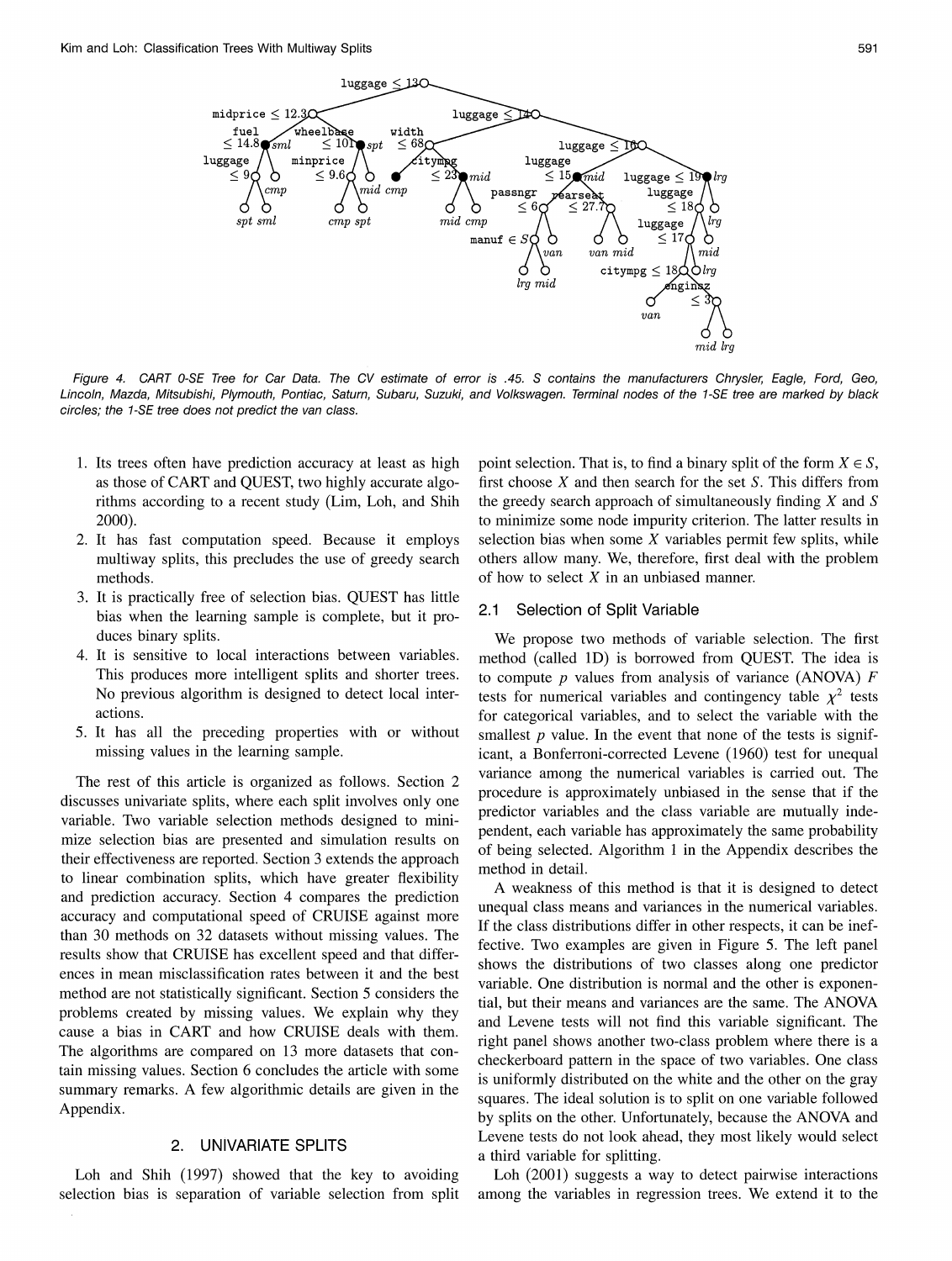Figure 4. CART 0-SE Tree for Car Data. The CV estimate of error is .45. S contains the manufacturers Chrysler, Eagle, Ford, Geo, Lincoln, Mazda, Mitsubishi, Plymouth, Pontiac, Saturn, Subaru, Suzuki, and Volkswagen. Terminal nodes of the 1-SE tree are marked by black circles; the 1-SE tree does not predict the van class.

1. Its trees often have prediction accuracy at least as high as those of CART and QUEST, two highly accurate algorithms according to a recent study (Lim, Loh, and Shih 2000).
2. It has fast computation speed. Because it employs multiway splits, this precludes the use of greedy search methods.
3. It is practically free of selection bias. QUEST has little bias when the learning sample is complete, but it produces binary splits.
4. It is sensitive to local interactions between variables. This produces more intelligent splits and shorter trees. No previous algorithm is designed to detect local interactions.
5. It has all the preceding properties with or without missing values in the learning sample.

The rest of this article is organized as follows. Section 2 discusses univariate splits, where each split involves only one variable. Two variable selection methods designed to minimize selection bias are presented and simulation results on their effectiveness are reported. Section 3 extends the approach to linear combination splits, which have greater flexibility and prediction accuracy. Section 4 compares the prediction accuracy and computational speed of CRUISE against more than 30 methods on 32 datasets without missing values. The results show that CRUISE has excellent speed and that differences in mean misclassification rates between it and the best method are not statistically significant. Section 5 considers the problems created by missing values. We explain why they cause a bias in CART and how CRUISE deals with them. The algorithms are compared on 13 more datasets that contain missing values. Section 6 concludes the article with some summary remarks. A few algorithmic details are given in the Appendix.

## 2. UNIVARIATE SPLITS

Loh and Shih (1997) showed that the key to avoiding selection bias is separation of variable selection from split point selection. That is, to find a binary split of the form $X \in S$, first choose $X$ and then search for the set $S$. This differs from the greedy search approach of simultaneously finding $X$ and $S$ to minimize some node impurity criterion. The latter results in selection bias when some $X$ variables permit few splits, while others allow many. We, therefore, first deal with the problem of how to select $X$ in an unbiased manner.

### 2.1 Selection of Split Variable

We propose two methods of variable selection. The first method (called 1D) is borrowed from QUEST. The idea is to compute $p$ values from analysis of variance (ANOVA) $F$ tests for numerical variables and contingency table $\chi^2$ tests for categorical variables, and to select the variable with the smallest $p$ value. In the event that none of the tests is significant, a Bonferroni-corrected Levene (1960) test for unequal variance among the numerical variables is carried out. The procedure is approximately unbiased in the sense that if the predictor variables and the class variable are mutually independent, each variable has approximately the same probability of being selected. Algorithm 1 in the Appendix describes the method in detail.

A weakness of this method is that it is designed to detect unequal class means and variances in the numerical variables. If the class distributions differ in other respects, it can be ineffective. Two examples are given in Figure 5. The left panel shows the distributions of two classes along one predictor variable. One distribution is normal and the other is exponential, but their means and variances are the same. The ANOVA and Levene tests will not find this variable significant. The right panel shows another two-class problem where there is a checkerboard pattern in the space of two variables. One class is uniformly distributed on the white and the other on the gray squares. The ideal solution is to split on one variable followed by splits on the other. Unfortunately, because the ANOVA and Levene tests do not look ahead, they most likely would select a third variable for splitting.

Loh (2001) suggests a way to detect pairwise interactions among the variables in regression trees. We extend it to the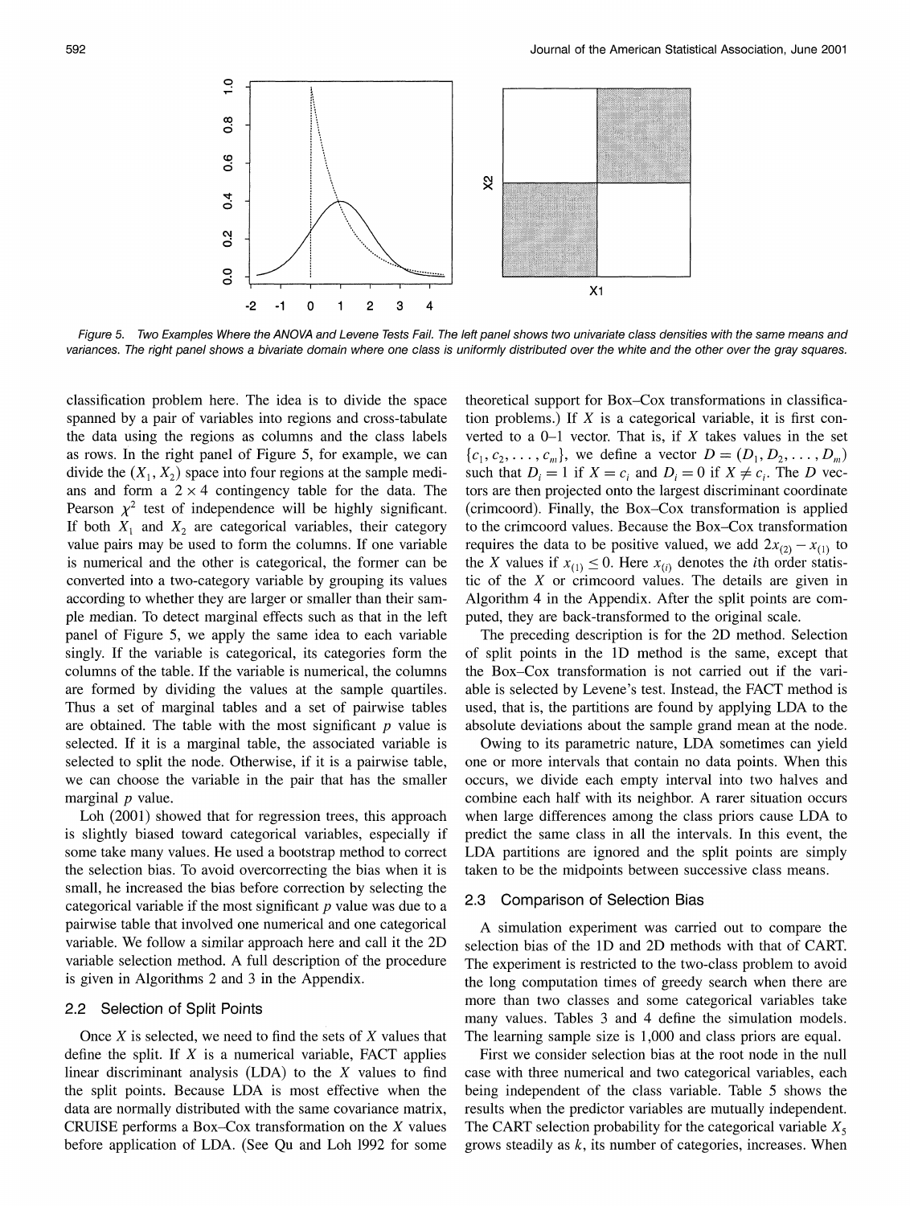*Figure 5. Two Examples Where the ANOVA and Levene Tests Fail. The left panel shows two univariate class densities with the same means and variances. The right panel shows a bivariate domain where one class is uniformly distributed over the white and the other over the gray squares.*

classification problem here. The idea is to divide the space spanned by a pair of variables into regions and cross-tabulate the data using the regions as columns and the class labels as rows. In the right panel of Figure 5, for example, we can divide the $(X_1, X_2)$ space into four regions at the sample medians and form a $2 \times 4$ contingency table for the data. The Pearson $\chi^2$ test of independence will be highly significant. If both $X_1$ and $X_2$ are categorical variables, their category value pairs may be used to form the columns. If one variable is numerical and the other is categorical, the former can be converted into a two-category variable by grouping its values according to whether they are larger or smaller than their sample median. To detect marginal effects such as that in the left panel of Figure 5, we apply the same idea to each variable singly. If the variable is categorical, its categories form the columns of the table. If the variable is numerical, the columns are formed by dividing the values at the sample quartiles. Thus a set of marginal tables and a set of pairwise tables are obtained. The table with the most significant $p$ value is selected. If it is a marginal table, the associated variable is selected to split the node. Otherwise, if it is a pairwise table, we can choose the variable in the pair that has the smaller marginal $p$ value.

Loh (2001) showed that for regression trees, this approach is slightly biased toward categorical variables, especially if some take many values. He used a bootstrap method to correct the selection bias. To avoid overcorrecting the bias when it is small, he increased the bias before correction by selecting the categorical variable if the most significant $p$ value was due to a pairwise table that involved one numerical and one categorical variable. We follow a similar approach here and call it the 2D variable selection method. A full description of the procedure is given in Algorithms 2 and 3 in the Appendix.

### 2.2 Selection of Split Points

Once $X$ is selected, we need to find the sets of $X$ values that define the split. If $X$ is a numerical variable, FACT applies linear discriminant analysis (LDA) to the $X$ values to find the split points. Because LDA is most effective when the data are normally distributed with the same covariance matrix, CRUISE performs a Box–Cox transformation on the $X$ values before application of LDA. (See Qu and Loh 1992 for some theoretical support for Box–Cox transformations in classification problems.) If $X$ is a categorical variable, it is first converted to a 0–1 vector. That is, if $X$ takes values in the set $\{c_1, c_2, \ldots, c_m\}$, we define a vector $D = (D_1, D_2, \ldots, D_m)$ such that $D_i = 1$ if $X = c_i$ and $D_i = 0$ if $X \neq c_i$. The $D$ vectors are then projected onto the largest discriminant coordinate (crimcoord). Finally, the Box–Cox transformation is applied to the crimcoord values. Because the Box–Cox transformation requires the data to be positive valued, we add $2x_{(2)} - x_{(1)}$ to the $X$ values if $x_{(1)} \leq 0$. Here $x_{(i)}$ denotes the $i$th order statistic of the $X$ or crimcoord values. The details are given in Algorithm 4 in the Appendix. After the split points are computed, they are back-transformed to the original scale.

The preceding description is for the 2D method. Selection of split points in the 1D method is the same, except that the Box–Cox transformation is not carried out if the variable is selected by Levene's test. Instead, the FACT method is used, that is, the partitions are found by applying LDA to the absolute deviations about the sample grand mean at the node.

Owing to its parametric nature, LDA sometimes can yield one or more intervals that contain no data points. When this occurs, we divide each empty interval into two halves and combine each half with its neighbor. A rarer situation occurs when large differences among the class priors cause LDA to predict the same class in all the intervals. In this event, the LDA partitions are ignored and the split points are simply taken to be the midpoints between successive class means.

### 2.3 Comparison of Selection Bias

A simulation experiment was carried out to compare the selection bias of the 1D and 2D methods with that of CART. The experiment is restricted to the two-class problem to avoid the long computation times of greedy search when there are more than two classes and some categorical variables take many values. Tables 3 and 4 define the simulation models. The learning sample size is 1,000 and class priors are equal.

First we consider selection bias at the root node in the null case with three numerical and two categorical variables, each being independent of the class variable. Table 5 shows the results when the predictor variables are mutually independent. The CART selection probability for the categorical variable $X_5$ grows steadily as $k$, its number of categories, increases. When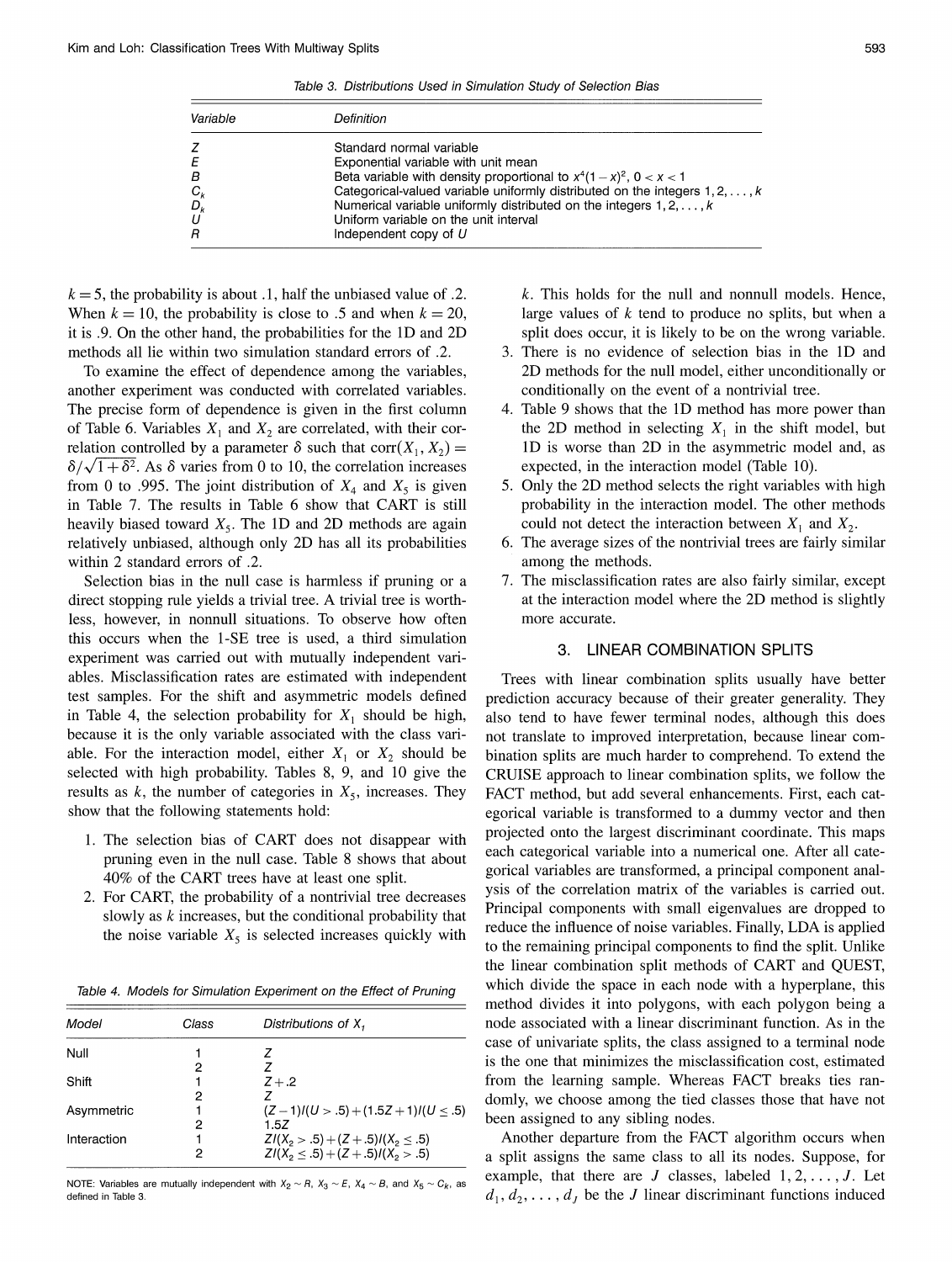Table 3. Distributions Used in Simulation Study of Selection Bias

| Variable | Definition |
|---|---|
| $Z$ | Standard normal variable |
| $E$ | Exponential variable with unit mean |
| $B$ | Beta variable with density proportional to $x^4(1-x)^2$, $0 < x < 1$ |
| $C_k$ | Categorical-valued variable uniformly distributed on the integers $1, 2, \ldots, k$ |
| $D_k$ | Numerical variable uniformly distributed on the integers $1, 2, \ldots, k$ |
| $U$ | Uniform variable on the unit interval |
| $R$ | Independent copy of $U$ |

$k = 5$, the probability is about .1, half the unbiased value of .2. When $k = 10$, the probability is close to .5 and when $k = 20$, it is .9. On the other hand, the probabilities for the 1D and 2D methods all lie within two simulation standard errors of .2.

To examine the effect of dependence among the variables, another experiment was conducted with correlated variables. The precise form of dependence is given in the first column of Table 6. Variables $X_1$ and $X_2$ are correlated, with their correlation controlled by a parameter $\delta$ such that $\text{corr}(X_1, X_2) = \delta/\sqrt{1+\delta^2}$. As $\delta$ varies from 0 to 10, the correlation increases from 0 to .995. The joint distribution of $X_4$ and $X_5$ is given in Table 7. The results in Table 6 show that CART is still heavily biased toward $X_5$. The 1D and 2D methods are again relatively unbiased, although only 2D has all its probabilities within 2 standard errors of .2.

Selection bias in the null case is harmless if pruning or a direct stopping rule yields a trivial tree. A trivial tree is worthless, however, in nonnull situations. To observe how often this occurs when the 1-SE tree is used, a third simulation experiment was carried out with mutually independent variables. Misclassification rates are estimated with independent test samples. For the shift and asymmetric models defined in Table 4, the selection probability for $X_1$ should be high, because it is the only variable associated with the class variable. For the interaction model, either $X_1$ or $X_2$ should be selected with high probability. Tables 8, 9, and 10 give the results as $k$, the number of categories in $X_5$, increases. They show that the following statements hold:

1. The selection bias of CART does not disappear with pruning even in the null case. Table 8 shows that about 40% of the CART trees have at least one split.
2. For CART, the probability of a nontrivial tree decreases slowly as $k$ increases, but the conditional probability that the noise variable $X_5$ is selected increases quickly with $k$. This holds for the null and nonnull models. Hence, large values of $k$ tend to produce no splits, but when a split does occur, it is likely to be on the wrong variable.
3. There is no evidence of selection bias in the 1D and 2D methods for the null model, either unconditionally or conditionally on the event of a nontrivial tree.
4. Table 9 shows that the 1D method has more power than the 2D method in selecting $X_1$ in the shift model, but 1D is worse than 2D in the asymmetric model and, as expected, in the interaction model (Table 10).
5. Only the 2D method selects the right variables with high probability in the interaction model. The other methods could not detect the interaction between $X_1$ and $X_2$.
6. The average sizes of the nontrivial trees are fairly similar among the methods.
7. The misclassification rates are also fairly similar, except at the interaction model where the 2D method is slightly more accurate.

Table 4. Models for Simulation Experiment on the Effect of Pruning

| Model | Class | Distributions of $X_1$ |
|---|---|---|
| Null | 1 | $Z$ |
| | 2 | $Z$ |
| Shift | 1 | $Z+.2$ |
| | 2 | $Z$ |
| Asymmetric | 1 | $(Z-1)I(U>.5)+(1.5Z+1)I(U\le .5)$ |
| | 2 | $1.5Z$ |
| Interaction | 1 | $ZI(X_2>.5)+(Z+.5)I(X_2\le .5)$ |
| | 2 | $ZI(X_2\le .5)+(Z+.5)I(X_2>.5)$ |

NOTE: Variables are mutually independent with $X_2 \sim R$, $X_3 \sim E$, $X_4 \sim B$, and $X_5 \sim C_k$, as defined in Table 3.

## 3. LINEAR COMBINATION SPLITS

Trees with linear combination splits usually have better prediction accuracy because of their greater generality. They also tend to have fewer terminal nodes, although this does not translate to improved interpretation, because linear combination splits are much harder to comprehend. To extend the CRUISE approach to linear combination splits, we follow the FACT method, but add several enhancements. First, each categorical variable is transformed to a dummy vector and then projected onto the largest discriminant coordinate. This maps each categorical variable into a numerical one. After all categorical variables are transformed, a principal component analysis of the correlation matrix of the variables is carried out. Principal components with small eigenvalues are dropped to reduce the influence of noise variables. Finally, LDA is applied to the remaining principal components to find the split. Unlike the linear combination split methods of CART and QUEST, which divide the space in each node with a hyperplane, this method divides it into polygons, with each polygon being a node associated with a linear discriminant function. As in the case of univariate splits, the class assigned to a terminal node is the one that minimizes the misclassification cost, estimated from the learning sample. Whereas FACT breaks ties randomly, we choose among the tied classes those that have not been assigned to any sibling nodes.

Another departure from the FACT algorithm occurs when a split assigns the same class to all its nodes. Suppose, for example, that there are $J$ classes, labeled $1, 2, \ldots, J$. Let $d_1, d_2, \ldots, d_J$ be the $J$ linear discriminant functions induced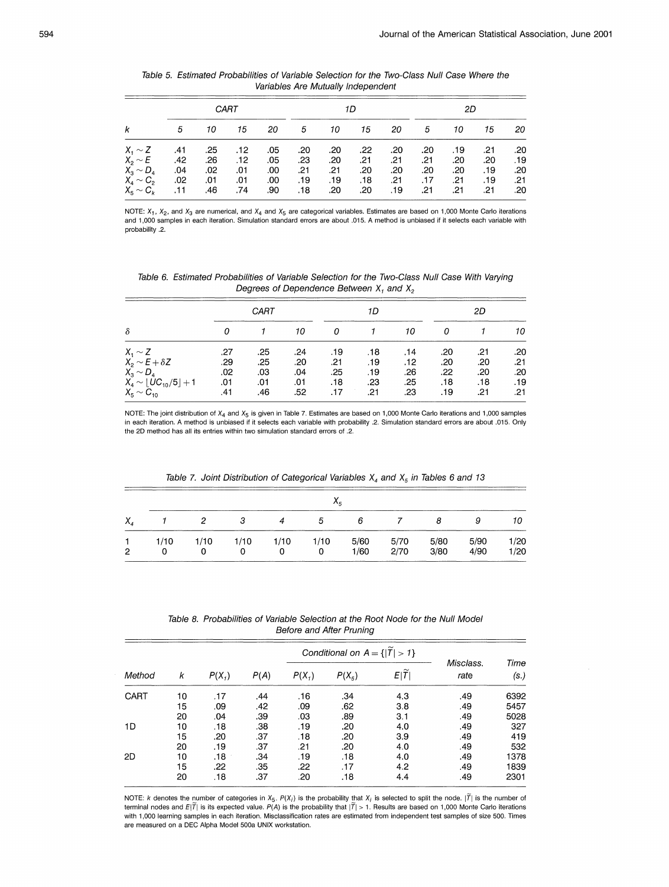Table 5. Estimated Probabilities of Variable Selection for the Two-Class Null Case Where the Variables Are Mutually Independent

| | CART | | | | 1D | | | | 2D | | | |
|---|---|---|---|---|---|---|---|---|---|---|---|---|
| $k$ | 5 | 10 | 15 | 20 | 5 | 10 | 15 | 20 | 5 | 10 | 15 | 20 |
| $X_1 \sim Z$ | .41 | .25 | .12 | .05 | .20 | .20 | .22 | .20 | .20 | .19 | .21 | .20 |
| $X_2 \sim E$ | .42 | .26 | .12 | .05 | .23 | .20 | .21 | .21 | .21 | .20 | .20 | .19 |
| $X_3 \sim D_4$ | .04 | .02 | .01 | .00 | .21 | .21 | .20 | .20 | .20 | .20 | .19 | .20 |
| $X_4 \sim C_2$ | .02 | .01 | .01 | .00 | .19 | .19 | .18 | .21 | .17 | .21 | .19 | .21 |
| $X_5 \sim C_k$ | .11 | .46 | .74 | .90 | .18 | .20 | .20 | .19 | .21 | .21 | .21 | .20 |

NOTE: $X_1$, $X_2$, and $X_3$ are numerical, and $X_4$ and $X_5$ are categorical variables. Estimates are based on 1,000 Monte Carlo iterations and 1,000 samples in each iteration. Simulation standard errors are about .015. A method is unbiased if it selects each variable with probability .2.

Table 6. Estimated Probabilities of Variable Selection for the Two-Class Null Case With Varying Degrees of Dependence Between $X_1$ and $X_2$

| | CART | | | 1D | | | 2D | | |
|---|---|---|---|---|---|---|---|---|---|
| $\delta$ | 0 | 1 | 10 | 0 | 1 | 10 | 0 | 1 | 10 |
| $X_1 \sim Z$ | .27 | .25 | .24 | .19 | .18 | .14 | .20 | .21 | .20 |
| $X_2 \sim E + \delta Z$ | .29 | .25 | .20 | .21 | .19 | .12 | .20 | .20 | .21 |
| $X_3 \sim D_4$ | .02 | .03 | .04 | .25 | .19 | .26 | .22 | .20 | .20 |
| $X_4 \sim \lfloor UC_{10}/5 \rfloor + 1$ | .01 | .01 | .01 | .18 | .23 | .25 | .18 | .18 | .19 |
| $X_5 \sim C_{10}$ | .41 | .46 | .52 | .17 | .21 | .23 | .19 | .21 | .21 |

NOTE: The joint distribution of $X_4$ and $X_5$ is given in Table 7. Estimates are based on 1,000 Monte Carlo iterations and 1,000 samples in each iteration. A method is unbiased if it selects each variable with probability .2. Simulation standard errors are about .015. Only the 2D method has all its entries within two simulation standard errors of .2.

Table 7. Joint Distribution of Categorical Variables $X_4$ and $X_5$ in Tables 6 and 13

| | $X_5$ | | | | | | | | | |
|---|---|---|---|---|---|---|---|---|---|---|
| $X_4$ | 1 | 2 | 3 | 4 | 5 | 6 | 7 | 8 | 9 | 10 |
| 1 | 1/10 | 1/10 | 1/10 | 1/10 | 1/10 | 5/60 | 5/70 | 5/80 | 5/90 | 1/20 |
| 2 | 0 | 0 | 0 | 0 | 0 | 1/60 | 2/70 | 3/80 | 4/90 | 1/20 |

Table 8. Probabilities of Variable Selection at the Root Node for the Null Model Before and After Pruning

| | | | | Conditional on $A = \{\lvert\widetilde{T}\rvert > 1\}$ | | | | |
|---|---|---|---|---|---|---|---|---|
| Method | $k$ | $P(X_1)$ | $P(A)$ | $P(X_1)$ | $P(X_5)$ | $E\lvert\widetilde{T}\rvert$ | Misclass. rate | Time (s.) |
| CART | 10 | .17 | .44 | .16 | .34 | 4.3 | .49 | 6392 |
| | 15 | .09 | .42 | .09 | .62 | 3.8 | .49 | 5457 |
| | 20 | .04 | .39 | .03 | .89 | 3.1 | .49 | 5028 |
| 1D | 10 | .18 | .38 | .19 | .20 | 4.0 | .49 | 327 |
| | 15 | .20 | .37 | .18 | .20 | 3.9 | .49 | 419 |
| | 20 | .19 | .37 | .21 | .20 | 4.0 | .49 | 532 |
| 2D | 10 | .18 | .34 | .19 | .18 | 4.0 | .49 | 1378 |
| | 15 | .22 | .35 | .22 | .17 | 4.2 | .49 | 1839 |
| | 20 | .18 | .37 | .20 | .18 | 4.4 | .49 | 2301 |

NOTE: $k$ denotes the number of categories in $X_5$. $P(X_i)$ is the probability that $X_i$ is selected to split the node. $\lvert\widetilde{T}\rvert$ is the number of terminal nodes and $E\lvert\widetilde{T}\rvert$ is its expected value. $P(A)$ is the probability that $\lvert\widetilde{T}\rvert > 1$. Results are based on 1,000 Monte Carlo iterations with 1,000 learning samples in each iteration. Misclassification rates are estimated from independent test samples of size 500. Times are measured on a DEC Alpha Model 500a UNIX workstation.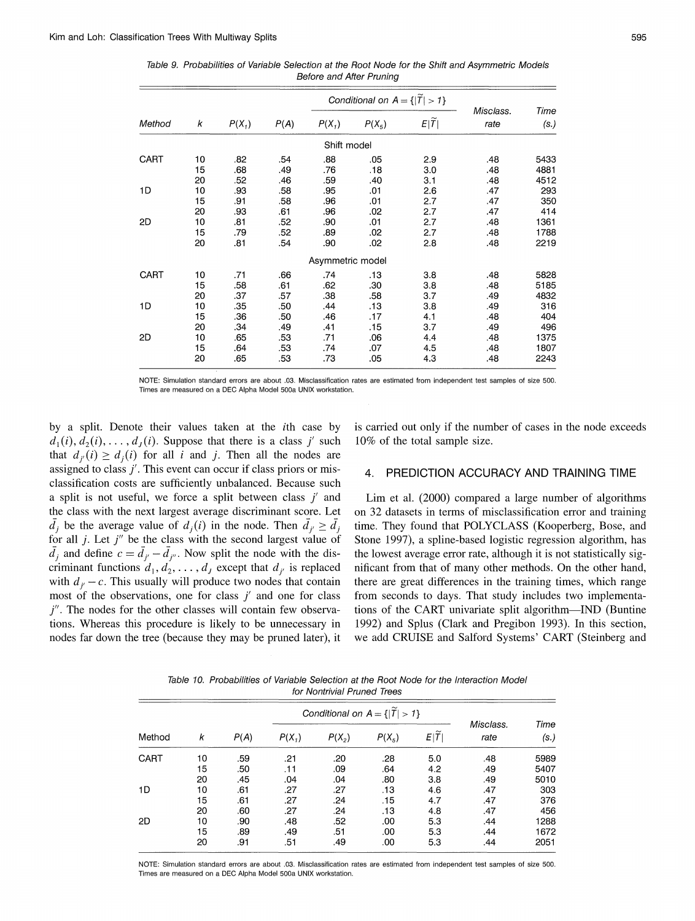Table 9. Probabilities of Variable Selection at the Root Node for the Shift and Asymmetric Models Before and After Pruning

| Method | $k$ | $P(X_1)$ | $P(A)$ | Conditional on $A = \{\lvert\tilde{T}\rvert > 1\}$ | | | Misclass. rate | Time (s.) |
|---|---|---|---|---|---|---|---|---|
| | | | | $P(X_1)$ | $P(X_5)$ | $E\lvert\tilde{T}\rvert$ | | |
| | | | | Shift model | | | | |
| CART | 10 | .82 | .54 | .88 | .05 | 2.9 | .48 | 5433 |
| | 15 | .68 | .49 | .76 | .18 | 3.0 | .48 | 4881 |
| | 20 | .52 | .46 | .59 | .40 | 3.1 | .48 | 4512 |
| 1D | 10 | .93 | .58 | .95 | .01 | 2.6 | .47 | 293 |
| | 15 | .91 | .58 | .96 | .01 | 2.7 | .47 | 350 |
| | 20 | .93 | .61 | .96 | .02 | 2.7 | .47 | 414 |
| 2D | 10 | .81 | .52 | .90 | .01 | 2.7 | .48 | 1361 |
| | 15 | .79 | .52 | .89 | .02 | 2.7 | .48 | 1788 |
| | 20 | .81 | .54 | .90 | .02 | 2.8 | .48 | 2219 |
| | | | | Asymmetric model | | | | |
| CART | 10 | .71 | .66 | .74 | .13 | 3.8 | .48 | 5828 |
| | 15 | .58 | .61 | .62 | .30 | 3.8 | .48 | 5185 |
| | 20 | .37 | .57 | .38 | .58 | 3.7 | .49 | 4832 |
| 1D | 10 | .35 | .50 | .44 | .13 | 3.8 | .49 | 316 |
| | 15 | .36 | .50 | .46 | .17 | 4.1 | .48 | 404 |
| | 20 | .34 | .49 | .41 | .15 | 3.7 | .49 | 496 |
| 2D | 10 | .65 | .53 | .71 | .06 | 4.4 | .48 | 1375 |
| | 15 | .64 | .53 | .74 | .07 | 4.5 | .48 | 1807 |
| | 20 | .65 | .53 | .73 | .05 | 4.3 | .48 | 2243 |

NOTE: Simulation standard errors are about .03. Misclassification rates are estimated from independent test samples of size 500. Times are measured on a DEC Alpha Model 500a UNIX workstation.

by a split. Denote their values taken at the $i$th case by $d_1(i), d_2(i), \ldots, d_J(i)$. Suppose that there is a class $j'$ such that $d_{j'}(i) \geq d_j(i)$ for all $i$ and $j$. Then all the nodes are assigned to class $j'$. This event can occur if class priors or misclassification costs are sufficiently unbalanced. Because such a split is not useful, we force a split between class $j'$ and the class with the next largest average discriminant score. Let $\bar{d}_j$ be the average value of $d_j(i)$ in the node. Then $\bar{d}_{j'} \geq \bar{d}_j$ for all $j$. Let $j''$ be the class with the second largest value of $\bar{d}_j$ and define $c = \bar{d}_{j'} - \bar{d}_{j''}$. Now split the node with the discriminant functions $d_1, d_2, \ldots, d_J$ except that $d_{j'}$ is replaced with $d_{j'} - c$. This usually will produce two nodes that contain most of the observations, one for class $j'$ and one for class $j''$. The nodes for the other classes will contain few observations. Whereas this procedure is likely to be unnecessary in nodes far down the tree (because they may be pruned later), it is carried out only if the number of cases in the node exceeds 10% of the total sample size.

## 4. PREDICTION ACCURACY AND TRAINING TIME

Lim et al. (2000) compared a large number of algorithms on 32 datasets in terms of misclassification error and training time. They found that POLYCLASS (Kooperberg, Bose, and Stone 1997), a spline-based logistic regression algorithm, has the lowest average error rate, although it is not statistically significant from that of many other methods. On the other hand, there are great differences in the training times, which range from seconds to days. That study includes two implementations of the CART univariate split algorithm—IND (Buntine 1992) and Splus (Clark and Pregibon 1993). In this section, we add CRUISE and Salford Systems' CART (Steinberg and

Table 10. Probabilities of Variable Selection at the Root Node for the Interaction Model for Nontrivial Pruned Trees

| Method | $k$ | $P(A)$ | Conditional on $A = \{\lvert\tilde{T}\rvert > 1\}$ | | | | Misclass. rate | Time (s.) |
|---|---|---|---|---|---|---|---|---|
| | | | $P(X_1)$ | $P(X_2)$ | $P(X_5)$ | $E\lvert\tilde{T}\rvert$ | | |
| CART | 10 | .59 | .21 | .20 | .28 | 5.0 | .48 | 5989 |
| | 15 | .50 | .11 | .09 | .64 | 4.2 | .49 | 5407 |
| | 20 | .45 | .04 | .04 | .80 | 3.8 | .49 | 5010 |
| 1D | 10 | .61 | .27 | .27 | .13 | 4.6 | .47 | 303 |
| | 15 | .61 | .27 | .24 | .15 | 4.7 | .47 | 376 |
| | 20 | .60 | .27 | .24 | .13 | 4.8 | .47 | 456 |
| 2D | 10 | .90 | .48 | .52 | .00 | 5.3 | .44 | 1288 |
| | 15 | .89 | .49 | .51 | .00 | 5.3 | .44 | 1672 |
| | 20 | .91 | .51 | .49 | .00 | 5.3 | .44 | 2051 |

NOTE: Simulation standard errors are about .03. Misclassification rates are estimated from independent test samples of size 500. Times are measured on a DEC Alpha Model 500a UNIX workstation.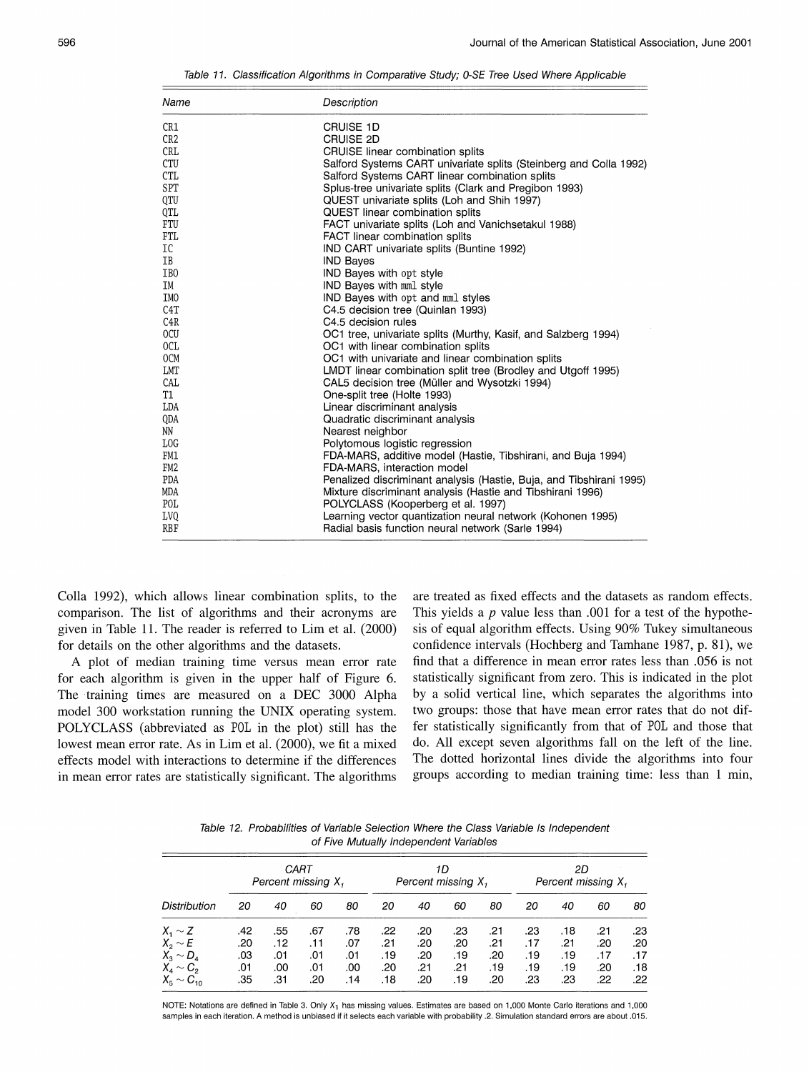Table 11. Classification Algorithms in Comparative Study; 0-SE Tree Used Where Applicable

| Name | Description |
|---|---|
| CR1 | CRUISE 1D |
| CR2 | CRUISE 2D |
| CRL | CRUISE linear combination splits |
| CTU | Salford Systems CART univariate splits (Steinberg and Colla 1992) |
| CTL | Salford Systems CART linear combination splits |
| SPT | Splus-tree univariate splits (Clark and Pregibon 1993) |
| QTU | QUEST univariate splits (Loh and Shih 1997) |
| QTL | QUEST linear combination splits |
| FTU | FACT univariate splits (Loh and Vanichsetakul 1988) |
| FTL | FACT linear combination splits |
| IC | IND CART univariate splits (Buntine 1992) |
| IB | IND Bayes |
| IBO | IND Bayes with opt style |
| IM | IND Bayes with mml style |
| IMO | IND Bayes with opt and mml styles |
| C4T | C4.5 decision tree (Quinlan 1993) |
| C4R | C4.5 decision rules |
| OCU | OC1 tree, univariate splits (Murthy, Kasif, and Salzberg 1994) |
| OCL | OC1 with linear combination splits |
| OCM | OC1 with univariate and linear combination splits |
| LMT | LMDT linear combination split tree (Brodley and Utgoff 1995) |
| CAL | CAL5 decision tree (Müller and Wysotzki 1994) |
| T1 | One-split tree (Holte 1993) |
| LDA | Linear discriminant analysis |
| QDA | Quadratic discriminant analysis |
| NN | Nearest neighbor |
| LOG | Polytomous logistic regression |
| FM1 | FDA-MARS, additive model (Hastie, Tibshirani, and Buja 1994) |
| FM2 | FDA-MARS, interaction model |
| PDA | Penalized discriminant analysis (Hastie, Buja, and Tibshirani 1995) |
| MDA | Mixture discriminant analysis (Hastie and Tibshirani 1996) |
| POL | POLYCLASS (Kooperberg et al. 1997) |
| LVQ | Learning vector quantization neural network (Kohonen 1995) |
| RBF | Radial basis function neural network (Sarle 1994) |

Colla 1992), which allows linear combination splits, to the comparison. The list of algorithms and their acronyms are given in Table 11. The reader is referred to Lim et al. (2000) for details on the other algorithms and the datasets.

A plot of median training time versus mean error rate for each algorithm is given in the upper half of Figure 6. The training times are measured on a DEC 3000 Alpha model 300 workstation running the UNIX operating system. POLYCLASS (abbreviated as POL in the plot) still has the lowest mean error rate. As in Lim et al. (2000), we fit a mixed effects model with interactions to determine if the differences in mean error rates are statistically significant. The algorithms are treated as fixed effects and the datasets as random effects. This yields a $p$ value less than .001 for a test of the hypothesis of equal algorithm effects. Using 90% Tukey simultaneous confidence intervals (Hochberg and Tamhane 1987, p. 81), we find that a difference in mean error rates less than .056 is not statistically significant from zero. This is indicated in the plot by a solid vertical line, which separates the algorithms into two groups: those that have mean error rates that do not differ statistically significantly from that of POL and those that do. All except seven algorithms fall on the left of the line. The dotted horizontal lines divide the algorithms into four groups according to median training time: less than 1 min,

Table 12. Probabilities of Variable Selection Where the Class Variable Is Independent of Five Mutually Independent Variables

| | CART Percent missing $X_1$ | | | | 1D Percent missing $X_1$ | | | | 2D Percent missing $X_1$ | | | |
|---|---|---|---|---|---|---|---|---|---|---|---|---|
| Distribution | 20 | 40 | 60 | 80 | 20 | 40 | 60 | 80 | 20 | 40 | 60 | 80 |
| $X_1 \sim Z$ | .42 | .55 | .67 | .78 | .22 | .20 | .23 | .21 | .23 | .18 | .21 | .23 |
| $X_2 \sim E$ | .20 | .12 | .11 | .07 | .21 | .20 | .20 | .21 | .17 | .21 | .20 | .20 |
| $X_3 \sim D_4$ | .03 | .01 | .01 | .01 | .19 | .20 | .19 | .20 | .19 | .19 | .17 | .17 |
| $X_4 \sim C_2$ | .01 | .00 | .01 | .00 | .20 | .21 | .21 | .19 | .19 | .19 | .20 | .18 |
| $X_5 \sim C_{10}$ | .35 | .31 | .20 | .14 | .18 | .20 | .19 | .20 | .23 | .23 | .22 | .22 |

NOTE: Notations are defined in Table 3. Only $X_1$ has missing values. Estimates are based on 1,000 Monte Carlo iterations and 1,000 samples in each iteration. A method is unbiased if it selects each variable with probability .2. Simulation standard errors are about .015.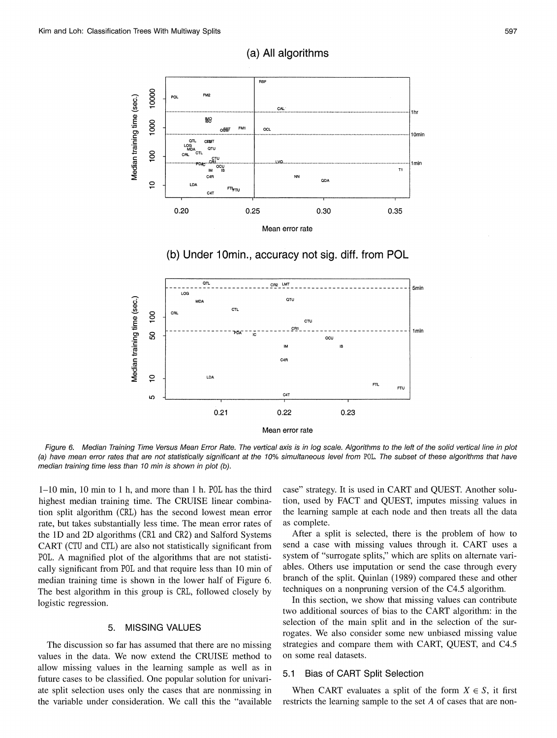Figure 6. Median Training Time Versus Mean Error Rate. The vertical axis is in log scale. Algorithms to the left of the solid vertical line in plot (a) have mean error rates that are not statistically significant at the 10% simultaneous level from POL. The subset of these algorithms that have median training time less than 10 min is shown in plot (b).

1–10 min, 10 min to 1 h, and more than 1 h. POL has the third highest median training time. The CRUISE linear combination split algorithm (CRL) has the second lowest mean error rate, but takes substantially less time. The mean error rates of the 1D and 2D algorithms (CR1 and CR2) and Salford Systems CART (CTU and CTL) are also not statistically significant from POL. A magnified plot of the algorithms that are not statistically significant from POL and that require less than 10 min of median training time is shown in the lower half of Figure 6. The best algorithm in this group is CRL, followed closely by logistic regression.

## 5. MISSING VALUES

The discussion so far has assumed that there are no missing values in the data. We now extend the CRUISE method to allow missing values in the learning sample as well as in future cases to be classified. One popular solution for univariate split selection uses only the cases that are nonmissing in the variable under consideration. We call this the "available case" strategy. It is used in CART and QUEST. Another solution, used by FACT and QUEST, imputes missing values in the learning sample at each node and then treats all the data as complete.

After a split is selected, there is the problem of how to send a case with missing values through it. CART uses a system of "surrogate splits," which are splits on alternate variables. Others use imputation or send the case through every branch of the split. Quinlan (1989) compared these and other techniques on a nonpruning version of the C4.5 algorithm.

In this section, we show that missing values can contribute two additional sources of bias to the CART algorithm: in the selection of the main split and in the selection of the surrogates. We also consider some new unbiased missing value strategies and compare them with CART, QUEST, and C4.5 on some real datasets.

### 5.1 Bias of CART Split Selection

When CART evaluates a split of the form $X \in S$, it first restricts the learning sample to the set $A$ of cases that are non-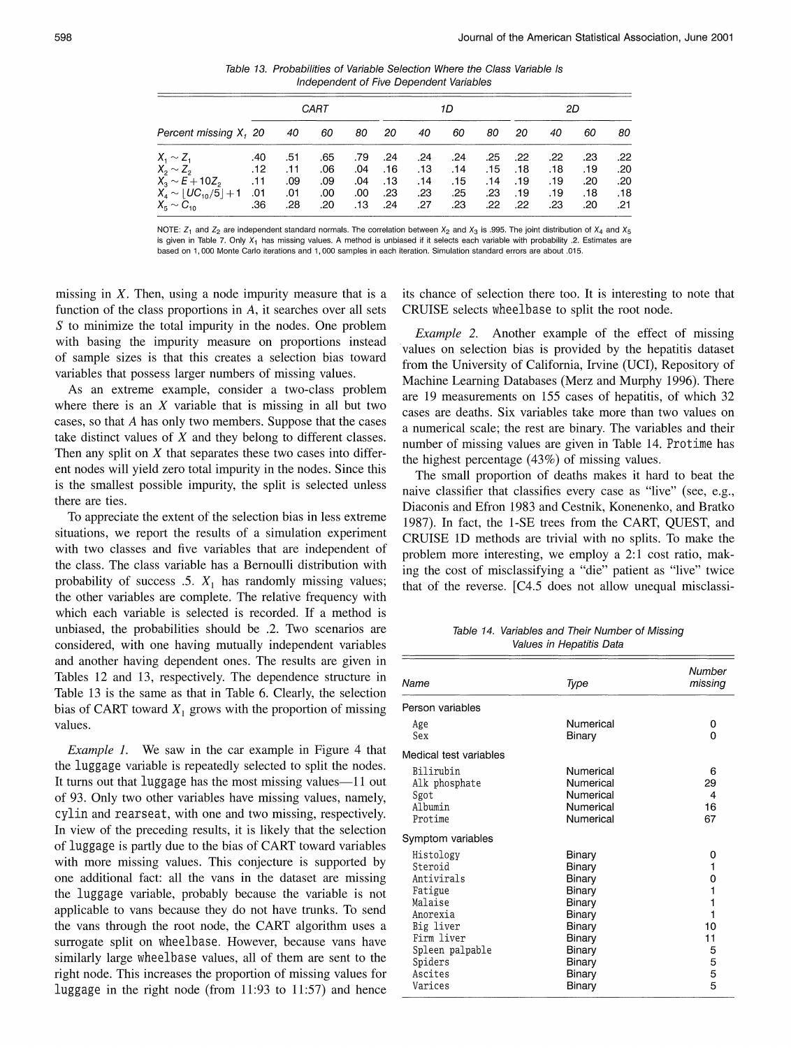Table 13. Probabilities of Variable Selection Where the Class Variable Is Independent of Five Dependent Variables

| | CART | | | | 1D | | | | 2D | | | |
|---|---|---|---|---|---|---|---|---|---|---|---|---|
| Percent missing $X_1$ | 20 | 40 | 60 | 80 | 20 | 40 | 60 | 80 | 20 | 40 | 60 | 80 |
| $X_1 \sim Z_1$ | .40 | .51 | .65 | .79 | .24 | .24 | .24 | .25 | .22 | .22 | .23 | .22 |
| $X_2 \sim Z_2$ | .12 | .11 | .06 | .04 | .16 | .13 | .14 | .15 | .18 | .18 | .19 | .20 |
| $X_3 \sim E + 10Z_2$ | .11 | .09 | .09 | .04 | .13 | .14 | .15 | .14 | .19 | .19 | .20 | .20 |
| $X_4 \sim \lfloor UC_{10}/5 \rfloor + 1$ | .01 | .01 | .00 | .00 | .23 | .23 | .25 | .23 | .19 | .19 | .18 | .18 |
| $X_5 \sim C_{10}$ | .36 | .28 | .20 | .13 | .24 | .27 | .23 | .22 | .22 | .23 | .20 | .21 |

NOTE: $Z_1$ and $Z_2$ are independent standard normals. The correlation between $X_2$ and $X_3$ is .995. The joint distribution of $X_4$ and $X_5$ is given in Table 7. Only $X_1$ has missing values. A method is unbiased if it selects each variable with probability .2. Estimates are based on 1,000 Monte Carlo iterations and 1,000 samples in each iteration. Simulation standard errors are about .015.

missing in $X$. Then, using a node impurity measure that is a function of the class proportions in $A$, it searches over all sets $S$ to minimize the total impurity in the nodes. One problem with basing the impurity measure on proportions instead of sample sizes is that this creates a selection bias toward variables that possess larger numbers of missing values.

As an extreme example, consider a two-class problem where there is an $X$ variable that is missing in all but two cases, so that $A$ has only two members. Suppose that the cases take distinct values of $X$ and they belong to different classes. Then any split on $X$ that separates these two cases into different nodes will yield zero total impurity in the nodes. Since this is the smallest possible impurity, the split is selected unless there are ties.

To appreciate the extent of the selection bias in less extreme situations, we report the results of a simulation experiment with two classes and five variables that are independent of the class. The class variable has a Bernoulli distribution with probability of success .5. $X_1$ has randomly missing values; the other variables are complete. The relative frequency with which each variable is selected is recorded. If a method is unbiased, the probabilities should be .2. Two scenarios are considered, with one having mutually independent variables and another having dependent ones. The results are given in Tables 12 and 13, respectively. The dependence structure in Table 13 is the same as that in Table 6. Clearly, the selection bias of CART toward $X_1$ grows with the proportion of missing values.

*Example 1.* We saw in the car example in Figure 4 that the luggage variable is repeatedly selected to split the nodes. It turns out that luggage has the most missing values—11 out of 93. Only two other variables have missing values, namely, cylin and rearseat, with one and two missing, respectively. In view of the preceding results, it is likely that the selection of luggage is partly due to the bias of CART toward variables with more missing values. This conjecture is supported by one additional fact: all the vans in the dataset are missing the luggage variable, probably because the variable is not applicable to vans because they do not have trunks. To send the vans through the root node, the CART algorithm uses a surrogate split on wheelbase. However, because vans have similarly large wheelbase values, all of them are sent to the right node. This increases the proportion of missing values for luggage in the right node (from 11:93 to 11:57) and hence its chance of selection there too. It is interesting to note that CRUISE selects wheelbase to split the root node.

*Example 2.* Another example of the effect of missing values on selection bias is provided by the hepatitis dataset from the University of California, Irvine (UCI), Repository of Machine Learning Databases (Merz and Murphy 1996). There are 19 measurements on 155 cases of hepatitis, of which 32 cases are deaths. Six variables take more than two values on a numerical scale; the rest are binary. The variables and their number of missing values are given in Table 14. Protime has the highest percentage (43%) of missing values.

The small proportion of deaths makes it hard to beat the naive classifier that classifies every case as "live" (see, e.g., Diaconis and Efron 1983 and Cestnik, Konenenko, and Bratko 1987). In fact, the 1-SE trees from the CART, QUEST, and CRUISE 1D methods are trivial with no splits. To make the problem more interesting, we employ a 2:1 cost ratio, making the cost of misclassifying a "die" patient as "live" twice that of the reverse. [C4.5 does not allow unequal misclassi-

Table 14. Variables and Their Number of Missing Values in Hepatitis Data

| Name | Type | Number missing |
|---|---|---|
| Person variables | | |
| Age | Numerical | 0 |
| Sex | Binary | 0 |
| Medical test variables | | |
| Bilirubin | Numerical | 6 |
| Alk phosphate | Numerical | 29 |
| Sgot | Numerical | 4 |
| Albumin | Numerical | 16 |
| Protime | Numerical | 67 |
| Symptom variables | | |
| Histology | Binary | 0 |
| Steroid | Binary | 1 |
| Antivirals | Binary | 0 |
| Fatigue | Binary | 1 |
| Malaise | Binary | 1 |
| Anorexia | Binary | 1 |
| Big liver | Binary | 10 |
| Firm liver | Binary | 11 |
| Spleen palpable | Binary | 5 |
| Spiders | Binary | 5 |
| Ascites | Binary | 5 |
| Varices | Binary | 5 |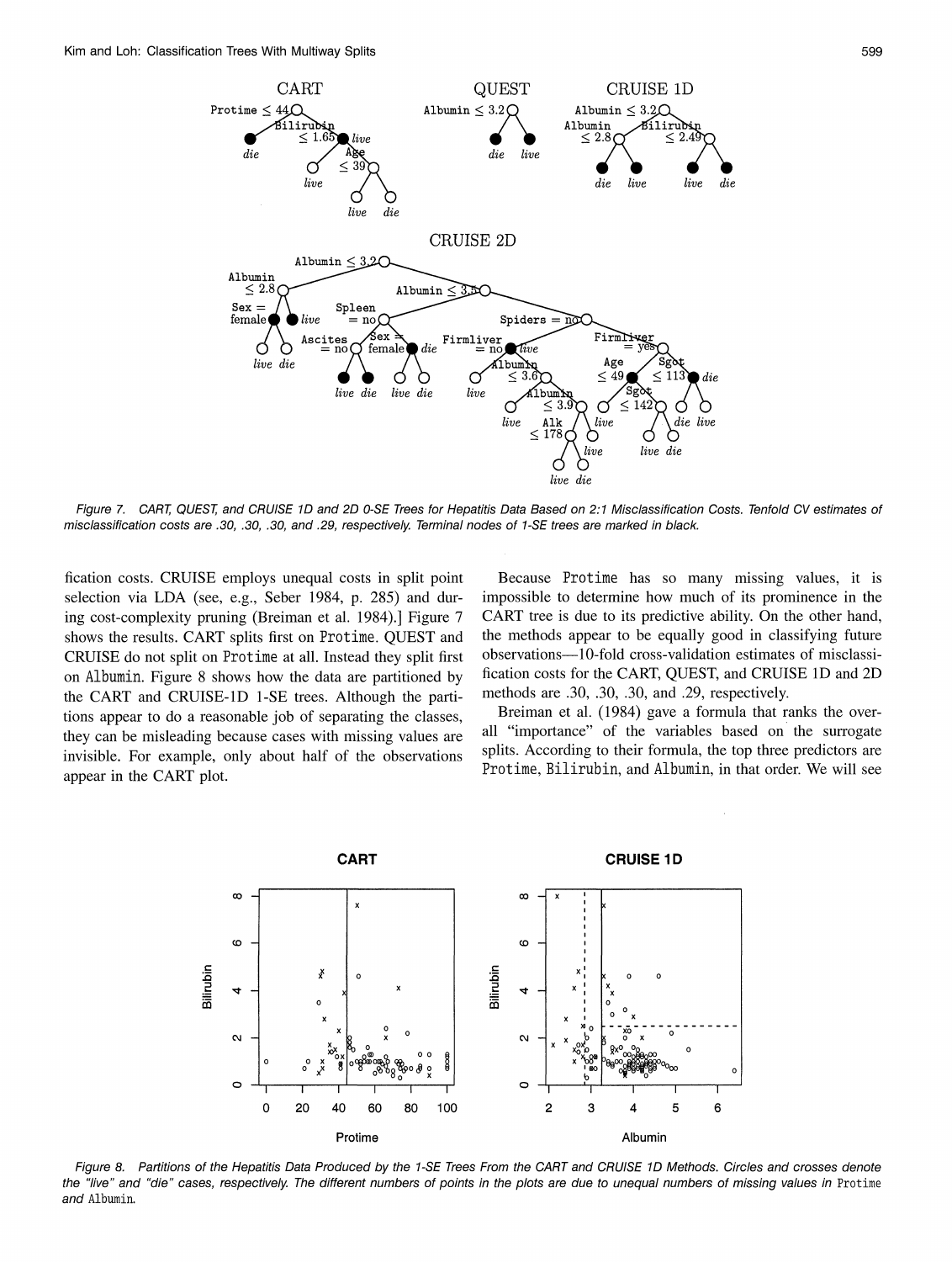Figure 7. CART, QUEST, and CRUISE 1D and 2D 0-SE Trees for Hepatitis Data Based on 2:1 Misclassification Costs. Tenfold CV estimates of misclassification costs are .30, .30, .30, and .29, respectively. Terminal nodes of 1-SE trees are marked in black.

fication costs. CRUISE employs unequal costs in split point selection via LDA (see, e.g., Seber 1984, p. 285) and during cost-complexity pruning (Breiman et al. 1984).] Figure 7 shows the results. CART splits first on Protime. QUEST and CRUISE do not split on Protime at all. Instead they split first on Albumin. Figure 8 shows how the data are partitioned by the CART and CRUISE-1D 1-SE trees. Although the partitions appear to do a reasonable job of separating the classes, they can be misleading because cases with missing values are invisible. For example, only about half of the observations appear in the CART plot.

Because Protime has so many missing values, it is impossible to determine how much of its prominence in the CART tree is due to its predictive ability. On the other hand, the methods appear to be equally good in classifying future observations—10-fold cross-validation estimates of misclassification costs for the CART, QUEST, and CRUISE 1D and 2D methods are .30, .30, .30, and .29, respectively.

Breiman et al. (1984) gave a formula that ranks the overall "importance" of the variables based on the surrogate splits. According to their formula, the top three predictors are Protime, Bilirubin, and Albumin, in that order. We will see

Figure 8. Partitions of the Hepatitis Data Produced by the 1-SE Trees From the CART and CRUISE 1D Methods. Circles and crosses denote the "live" and "die" cases, respectively. The different numbers of points in the plots are due to unequal numbers of missing values in Protime and Albumin.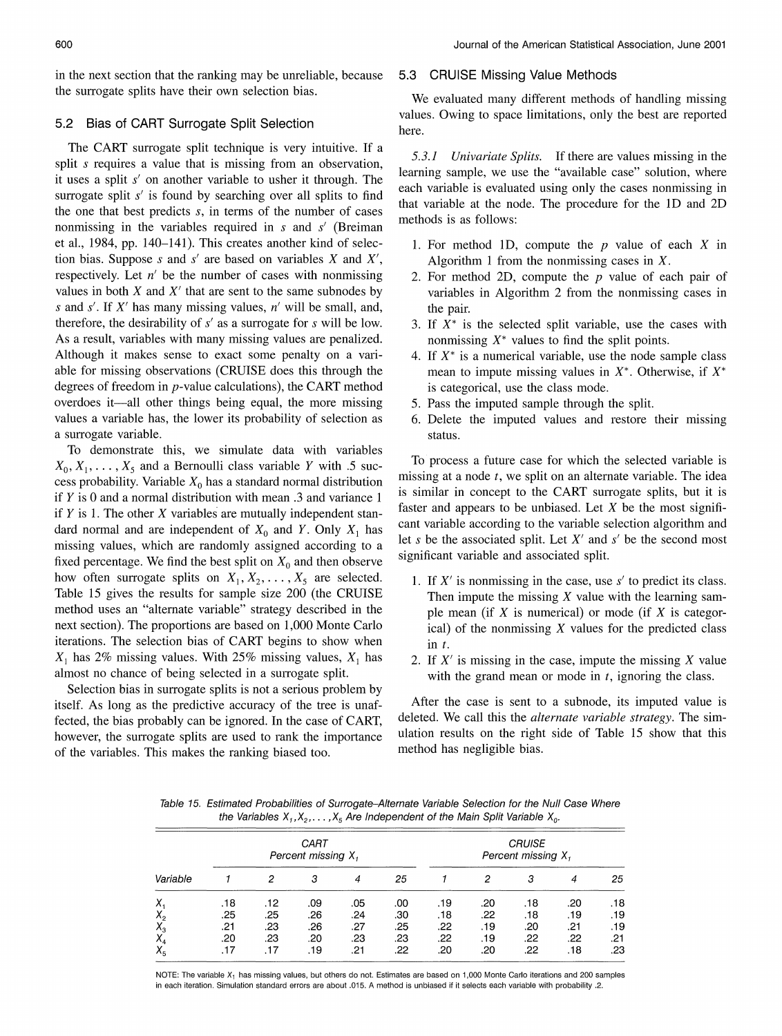in the next section that the ranking may be unreliable, because the surrogate splits have their own selection bias.

## 5.2 Bias of CART Surrogate Split Selection

The CART surrogate split technique is very intuitive. If a split $s$ requires a value that is missing from an observation, it uses a split $s'$ on another variable to usher it through. The surrogate split $s'$ is found by searching over all splits to find the one that best predicts $s$, in terms of the number of cases nonmissing in the variables required in $s$ and $s'$ (Breiman et al., 1984, pp. 140–141). This creates another kind of selection bias. Suppose $s$ and $s'$ are based on variables $X$ and $X'$, respectively. Let $n'$ be the number of cases with nonmissing values in both $X$ and $X'$ that are sent to the same subnodes by $s$ and $s'$. If $X'$ has many missing values, $n'$ will be small, and, therefore, the desirability of $s'$ as a surrogate for $s$ will be low. As a result, variables with many missing values are penalized. Although it makes sense to exact some penalty on a variable for missing observations (CRUISE does this through the degrees of freedom in $p$-value calculations), the CART method overdoes it—all other things being equal, the more missing values a variable has, the lower its probability of selection as a surrogate variable.

To demonstrate this, we simulate data with variables $X_0, X_1, \ldots, X_5$ and a Bernoulli class variable $Y$ with .5 success probability. Variable $X_0$ has a standard normal distribution if $Y$ is 0 and a normal distribution with mean .3 and variance 1 if $Y$ is 1. The other $X$ variables are mutually independent standard normal and are independent of $X_0$ and $Y$. Only $X_1$ has missing values, which are randomly assigned according to a fixed percentage. We find the best split on $X_0$ and then observe how often surrogate splits on $X_1, X_2, \ldots, X_5$ are selected. Table 15 gives the results for sample size 200 (the CRUISE method uses an "alternate variable" strategy described in the next section). The proportions are based on 1,000 Monte Carlo iterations. The selection bias of CART begins to show when $X_1$ has 2% missing values. With 25% missing values, $X_1$ has almost no chance of being selected in a surrogate split.

Selection bias in surrogate splits is not a serious problem by itself. As long as the predictive accuracy of the tree is unaffected, the bias probably can be ignored. In the case of CART, however, the surrogate splits are used to rank the importance of the variables. This makes the ranking biased too.

## 5.3 CRUISE Missing Value Methods

We evaluated many different methods of handling missing values. Owing to space limitations, only the best are reported here.

*5.3.1 Univariate Splits.* If there are values missing in the learning sample, we use the "available case" solution, where each variable is evaluated using only the cases nonmissing in that variable at the node. The procedure for the 1D and 2D methods is as follows:

1. For method 1D, compute the $p$ value of each $X$ in Algorithm 1 from the nonmissing cases in $X$.
2. For method 2D, compute the $p$ value of each pair of variables in Algorithm 2 from the nonmissing cases in the pair.
3. If $X^*$ is the selected split variable, use the cases with nonmissing $X^*$ values to find the split points.
4. If $X^*$ is a numerical variable, use the node sample class mean to impute missing values in $X^*$. Otherwise, if $X^*$ is categorical, use the class mode.
5. Pass the imputed sample through the split.
6. Delete the imputed values and restore their missing status.

To process a future case for which the selected variable is missing at a node $t$, we split on an alternate variable. The idea is similar in concept to the CART surrogate splits, but it is faster and appears to be unbiased. Let $X$ be the most significant variable according to the variable selection algorithm and let $s$ be the associated split. Let $X'$ and $s'$ be the second most significant variable and associated split.

1. If $X'$ is nonmissing in the case, use $s'$ to predict its class. Then impute the missing $X$ value with the learning sample mean (if $X$ is numerical) or mode (if $X$ is categorical) of the nonmissing $X$ values for the predicted class in $t$.
2. If $X'$ is missing in the case, impute the missing $X$ value with the grand mean or mode in $t$, ignoring the class.

After the case is sent to a subnode, its imputed value is deleted. We call this the *alternate variable strategy*. The simulation results on the right side of Table 15 show that this method has negligible bias.

*Table 15. Estimated Probabilities of Surrogate–Alternate Variable Selection for the Null Case Where the Variables $X_1, X_2, \ldots, X_5$ Are Independent of the Main Split Variable $X_0$.*

| | CART Percent missing $X_1$ | | | | | CRUISE Percent missing $X_1$ | | | | |
|---|---|---|---|---|---|---|---|---|---|---|
| Variable | 1 | 2 | 3 | 4 | 25 | 1 | 2 | 3 | 4 | 25 |
| $X_1$ | .18 | .12 | .09 | .05 | .00 | .19 | .20 | .18 | .20 | .18 |
| $X_2$ | .25 | .25 | .26 | .24 | .30 | .18 | .22 | .18 | .19 | .19 |
| $X_3$ | .21 | .23 | .26 | .27 | .25 | .22 | .19 | .20 | .21 | .19 |
| $X_4$ | .20 | .23 | .20 | .23 | .23 | .22 | .19 | .22 | .22 | .21 |
| $X_5$ | .17 | .17 | .19 | .21 | .22 | .20 | .20 | .22 | .18 | .23 |

NOTE: The variable $X_1$ has missing values, but others do not. Estimates are based on 1,000 Monte Carlo iterations and 200 samples in each iteration. Simulation standard errors are about .015. A method is unbiased if it selects each variable with probability .2.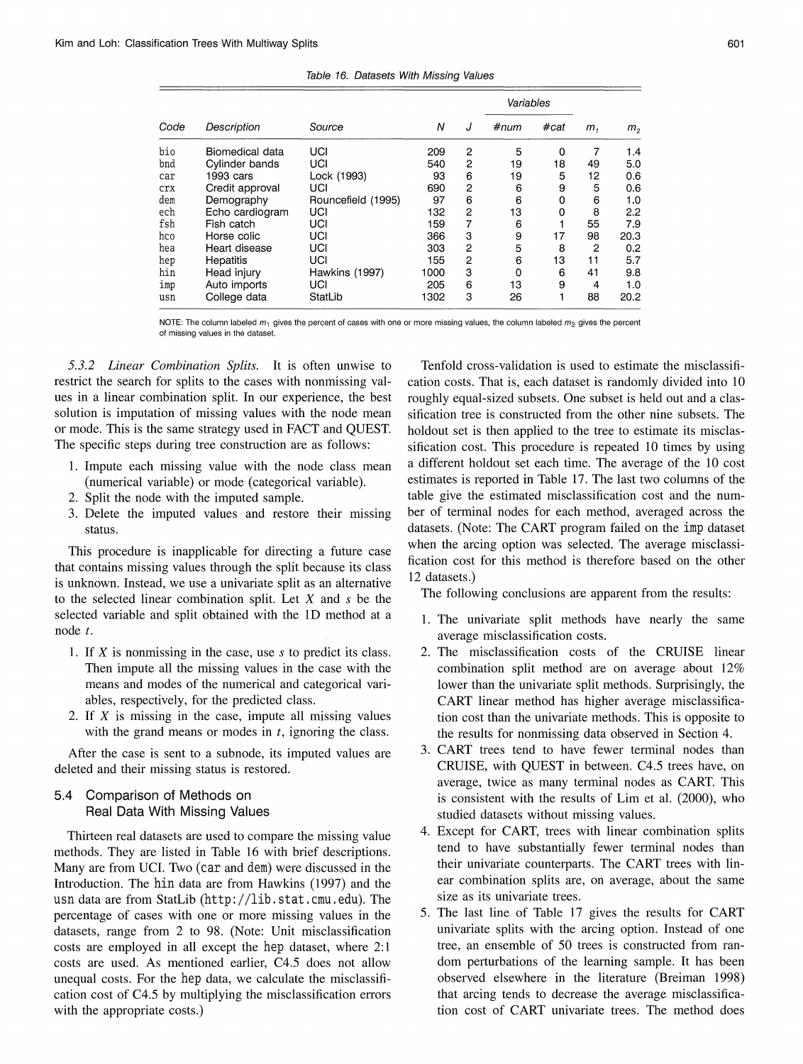Table 16. Datasets With Missing Values

| Code | Description | Source | N | J | Variables #num | Variables #cat | $m_1$ | $m_2$ |
|---|---|---|---|---|---|---|---|---|
| bio | Biomedical data | UCI | 209 | 2 | 5 | 0 | 7 | 1.4 |
| bnd | Cylinder bands | UCI | 540 | 2 | 19 | 18 | 49 | 5.0 |
| car | 1993 cars | Lock (1993) | 93 | 6 | 19 | 5 | 12 | 0.6 |
| crx | Credit approval | UCI | 690 | 2 | 6 | 9 | 5 | 0.6 |
| dem | Demography | Rouncefield (1995) | 97 | 6 | 6 | 0 | 6 | 1.0 |
| ech | Echo cardiogram | UCI | 132 | 2 | 13 | 0 | 8 | 2.2 |
| fsh | Fish catch | UCI | 159 | 7 | 6 | 1 | 55 | 7.9 |
| hco | Horse colic | UCI | 366 | 3 | 9 | 17 | 98 | 20.3 |
| hea | Heart disease | UCI | 303 | 2 | 5 | 8 | 2 | 0.2 |
| hep | Hepatitis | UCI | 155 | 2 | 6 | 13 | 11 | 5.7 |
| hin | Head injury | Hawkins (1997) | 1000 | 3 | 0 | 6 | 41 | 9.8 |
| imp | Auto imports | UCI | 205 | 6 | 13 | 9 | 4 | 1.0 |
| usn | College data | StatLib | 1302 | 3 | 26 | 1 | 88 | 20.2 |

NOTE: The column labeled $m_1$ gives the percent of cases with one or more missing values, the column labeled $m_2$ gives the percent of missing values in the dataset.

*5.3.2 Linear Combination Splits.* It is often unwise to restrict the search for splits to the cases with nonmissing values in a linear combination split. In our experience, the best solution is imputation of missing values with the node mean or mode. This is the same strategy used in FACT and QUEST. The specific steps during tree construction are as follows:

1. Impute each missing value with the node class mean (numerical variable) or mode (categorical variable).
2. Split the node with the imputed sample.
3. Delete the imputed values and restore their missing status.

This procedure is inapplicable for directing a future case that contains missing values through the split because its class is unknown. Instead, we use a univariate split as an alternative to the selected linear combination split. Let $X$ and $s$ be the selected variable and split obtained with the 1D method at a node $t$.

1. If $X$ is nonmissing in the case, use $s$ to predict its class. Then impute all the missing values in the case with the means and modes of the numerical and categorical variables, respectively, for the predicted class.
2. If $X$ is missing in the case, impute all missing values with the grand means or modes in $t$, ignoring the class.

After the case is sent to a subnode, its imputed values are deleted and their missing status is restored.

## 5.4 Comparison of Methods on Real Data With Missing Values

Thirteen real datasets are used to compare the missing value methods. They are listed in Table 16 with brief descriptions. Many are from UCI. Two (car and dem) were discussed in the Introduction. The hin data are from Hawkins (1997) and the usn data are from StatLib (http://lib.stat.cmu.edu). The percentage of cases with one or more missing values in the datasets, range from 2 to 98. (Note: Unit misclassification costs are employed in all except the hep dataset, where 2:1 costs are used. As mentioned earlier, C4.5 does not allow unequal costs. For the hep data, we calculate the misclassification cost of C4.5 by multiplying the misclassification errors with the appropriate costs.)

Tenfold cross-validation is used to estimate the misclassification costs. That is, each dataset is randomly divided into 10 roughly equal-sized subsets. One subset is held out and a classification tree is constructed from the other nine subsets. The holdout set is then applied to the tree to estimate its misclassification cost. This procedure is repeated 10 times by using a different holdout set each time. The average of the 10 cost estimates is reported in Table 17. The last two columns of the table give the estimated misclassification cost and the number of terminal nodes for each method, averaged across the datasets. (Note: The CART program failed on the imp dataset when the arcing option was selected. The average misclassification cost for this method is therefore based on the other 12 datasets.)

The following conclusions are apparent from the results:

1. The univariate split methods have nearly the same average misclassification costs.
2. The misclassification costs of the CRUISE linear combination split method are on average about 12% lower than the univariate split methods. Surprisingly, the CART linear method has higher average misclassification cost than the univariate methods. This is opposite to the results for nonmissing data observed in Section 4.
3. CART trees tend to have fewer terminal nodes than CRUISE, with QUEST in between. C4.5 trees have, on average, twice as many terminal nodes as CART. This is consistent with the results of Lim et al. (2000), who studied datasets without missing values.
4. Except for CART, trees with linear combination splits tend to have substantially fewer terminal nodes than their univariate counterparts. The CART trees with linear combination splits are, on average, about the same size as its univariate trees.
5. The last line of Table 17 gives the results for CART univariate splits with the arcing option. Instead of one tree, an ensemble of 50 trees is constructed from random perturbations of the learning sample. It has been observed elsewhere in the literature (Breiman 1998) that arcing tends to decrease the average misclassification cost of CART univariate trees. The method does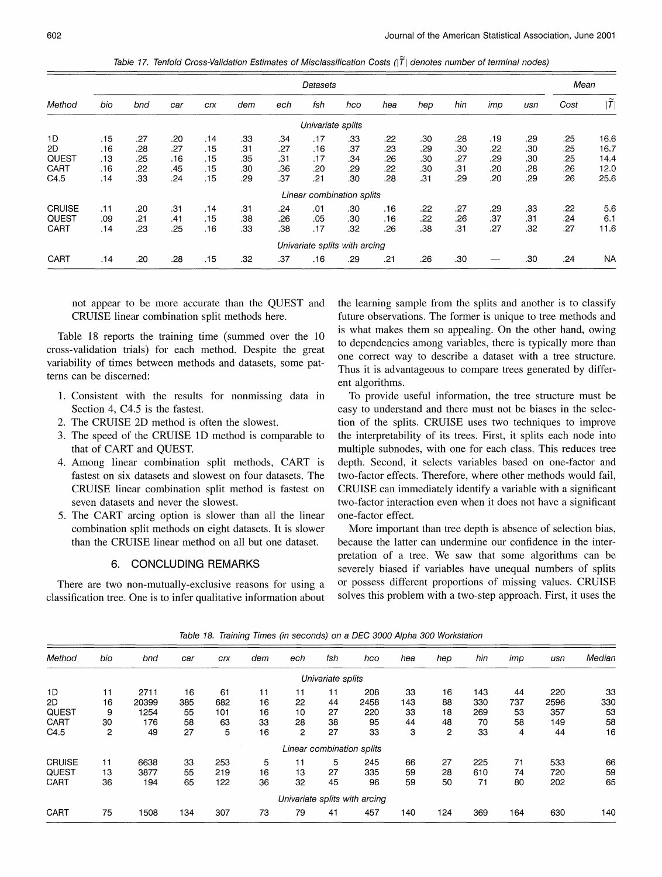Table 17. Tenfold Cross-Validation Estimates of Misclassification Costs ($|\tilde{T}|$ denotes number of terminal nodes)

| Method | bio | bnd | car | crx | dem | ech | fsh | hco | hea | hep | hin | imp | usn | Mean Cost | Mean $\|\tilde{T}\|$ |
|---|---|---|---|---|---|---|---|---|---|---|---|---|---|---|---|
| *Univariate splits* | | | | | | | | | | | | | | | |
| 1D | .15 | .27 | .20 | .14 | .33 | .34 | .17 | .33 | .22 | .30 | .28 | .19 | .29 | .25 | 16.6 |
| 2D | .16 | .28 | .27 | .15 | .31 | .27 | .16 | .37 | .23 | .29 | .30 | .22 | .30 | .25 | 16.7 |
| QUEST | .13 | .25 | .16 | .15 | .35 | .31 | .17 | .34 | .26 | .30 | .27 | .29 | .30 | .25 | 14.4 |
| CART | .16 | .22 | .45 | .15 | .30 | .36 | .20 | .29 | .22 | .30 | .31 | .20 | .28 | .26 | 12.0 |
| C4.5 | .14 | .33 | .24 | .15 | .29 | .37 | .21 | .30 | .28 | .31 | .29 | .20 | .29 | .26 | 25.6 |
| *Linear combination splits* | | | | | | | | | | | | | | | |
| CRUISE | .11 | .20 | .31 | .14 | .31 | .24 | .01 | .30 | .16 | .22 | .27 | .29 | .33 | .22 | 5.6 |
| QUEST | .09 | .21 | .41 | .15 | .38 | .26 | .05 | .30 | .16 | .22 | .26 | .37 | .31 | .24 | 6.1 |
| CART | .14 | .23 | .25 | .16 | .33 | .38 | .17 | .32 | .26 | .38 | .31 | .27 | .32 | .27 | 11.6 |
| *Univariate splits with arcing* | | | | | | | | | | | | | | | |
| CART | .14 | .20 | .28 | .15 | .32 | .37 | .16 | .29 | .21 | .26 | .30 | — | .30 | .24 | NA |

not appear to be more accurate than the QUEST and CRUISE linear combination split methods here.

Table 18 reports the training time (summed over the 10 cross-validation trials) for each method. Despite the great variability of times between methods and datasets, some patterns can be discerned:

1. Consistent with the results for nonmissing data in Section 4, C4.5 is the fastest.
2. The CRUISE 2D method is often the slowest.
3. The speed of the CRUISE 1D method is comparable to that of CART and QUEST.
4. Among linear combination split methods, CART is fastest on six datasets and slowest on four datasets. The CRUISE linear combination split method is fastest on seven datasets and never the slowest.
5. The CART arcing option is slower than all the linear combination split methods on eight datasets. It is slower than the CRUISE linear method on all but one dataset.

## 6. CONCLUDING REMARKS

There are two non-mutually-exclusive reasons for using a classification tree. One is to infer qualitative information about the learning sample from the splits and another is to classify future observations. The former is unique to tree methods and is what makes them so appealing. On the other hand, owing to dependencies among variables, there is typically more than one correct way to describe a dataset with a tree structure. Thus it is advantageous to compare trees generated by different algorithms.

To provide useful information, the tree structure must be easy to understand and there must not be biases in the selection of the splits. CRUISE uses two techniques to improve the interpretability of its trees. First, it splits each node into multiple subnodes, with one for each class. This reduces tree depth. Second, it selects variables based on one-factor and two-factor effects. Therefore, where other methods would fail, CRUISE can immediately identify a variable with a significant two-factor interaction even when it does not have a significant one-factor effect.

More important than tree depth is absence of selection bias, because the latter can undermine our confidence in the interpretation of a tree. We saw that some algorithms can be severely biased if variables have unequal numbers of splits or possess different proportions of missing values. CRUISE solves this problem with a two-step approach. First, it uses the

Table 18. Training Times (in seconds) on a DEC 3000 Alpha 300 Workstation

| Method | bio | bnd | car | crx | dem | ech | fsh | hco | hea | hep | hin | imp | usn | Median |
|---|---|---|---|---|---|---|---|---|---|---|---|---|---|---|
| *Univariate splits* | | | | | | | | | | | | | | |
| 1D | 11 | 2711 | 16 | 61 | 11 | 11 | 11 | 208 | 33 | 16 | 143 | 44 | 220 | 33 |
| 2D | 16 | 20399 | 385 | 682 | 16 | 22 | 44 | 2458 | 143 | 88 | 330 | 737 | 2596 | 330 |
| QUEST | 9 | 1254 | 55 | 101 | 16 | 10 | 27 | 220 | 33 | 18 | 269 | 53 | 357 | 53 |
| CART | 30 | 176 | 58 | 63 | 33 | 28 | 38 | 95 | 44 | 48 | 70 | 58 | 149 | 58 |
| C4.5 | 2 | 49 | 27 | 5 | 16 | 2 | 27 | 33 | 3 | 2 | 33 | 4 | 44 | 16 |
| *Linear combination splits* | | | | | | | | | | | | | | |
| CRUISE | 11 | 6638 | 33 | 253 | 5 | 11 | 5 | 245 | 66 | 27 | 225 | 71 | 533 | 66 |
| QUEST | 13 | 3877 | 55 | 219 | 16 | 13 | 27 | 335 | 59 | 28 | 610 | 74 | 720 | 59 |
| CART | 36 | 194 | 65 | 122 | 36 | 32 | 45 | 96 | 59 | 50 | 71 | 80 | 202 | 65 |
| *Univariate splits with arcing* | | | | | | | | | | | | | | |
| CART | 75 | 1508 | 134 | 307 | 73 | 79 | 41 | 457 | 140 | 124 | 369 | 164 | 630 | 140 |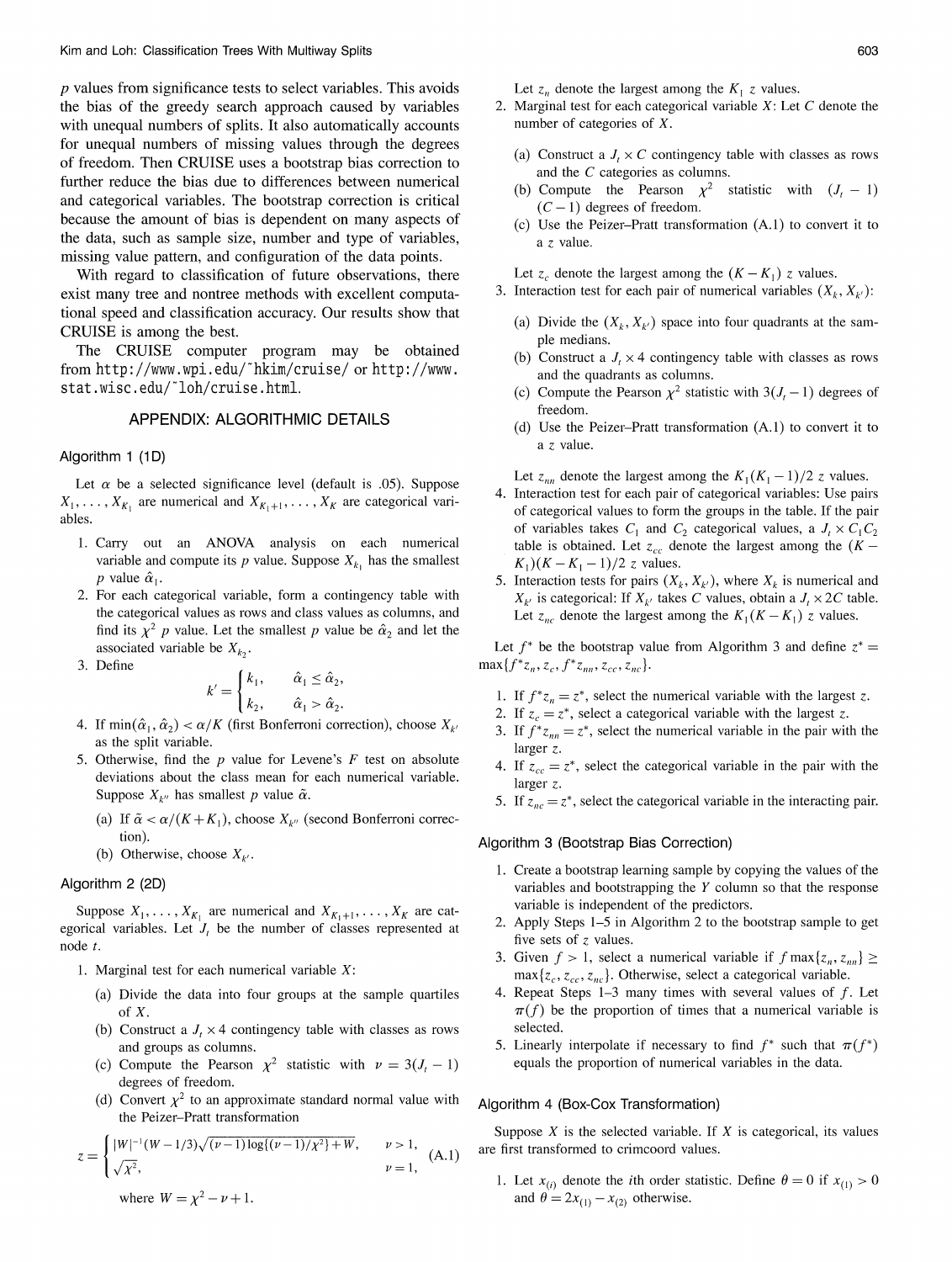p values from significance tests to select variables. This avoids the bias of the greedy search approach caused by variables with unequal numbers of splits. It also automatically accounts for unequal numbers of missing values through the degrees of freedom. Then CRUISE uses a bootstrap bias correction to further reduce the bias due to differences between numerical and categorical variables. The bootstrap correction is critical because the amount of bias is dependent on many aspects of the data, such as sample size, number and type of variables, missing value pattern, and configuration of the data points.

With regard to classification of future observations, there exist many tree and nontree methods with excellent computational speed and classification accuracy. Our results show that CRUISE is among the best.

The CRUISE computer program may be obtained from http://www.wpi.edu/~hkim/cruise/ or http://www.stat.wisc.edu/~loh/cruise.html.

## APPENDIX: ALGORITHMIC DETAILS

### Algorithm 1 (1D)

Let $\alpha$ be a selected significance level (default is .05). Suppose $X_1, \ldots, X_{K_1}$ are numerical and $X_{K_1+1}, \ldots, X_K$ are categorical variables.

1. Carry out an ANOVA analysis on each numerical variable and compute its p value. Suppose $X_{k_1}$ has the smallest p value $\hat{\alpha}_1$.
2. For each categorical variable, form a contingency table with the categorical values as rows and class values as columns, and find its $\chi^2$ p value. Let the smallest p value be $\hat{\alpha}_2$ and let the associated variable be $X_{k_2}$.
3. Define
$$k' = \begin{cases} k_1, & \hat{\alpha}_1 \leq \hat{\alpha}_2, \\ k_2, & \hat{\alpha}_1 > \hat{\alpha}_2. \end{cases}$$
4. If $\min(\hat{\alpha}_1, \hat{\alpha}_2) < \alpha/K$ (first Bonferroni correction), choose $X_{k'}$ as the split variable.
5. Otherwise, find the p value for Levene's F test on absolute deviations about the class mean for each numerical variable. Suppose $X_{k''}$ has smallest p value $\tilde{\alpha}$.
   (a) If $\tilde{\alpha} < \alpha/(K + K_1)$, choose $X_{k''}$ (second Bonferroni correction).
   (b) Otherwise, choose $X_{k'}$.

### Algorithm 2 (2D)

Suppose $X_1, \ldots, X_{K_1}$ are numerical and $X_{K_1+1}, \ldots, X_K$ are categorical variables. Let $J_t$ be the number of classes represented at node t.

1. Marginal test for each numerical variable X:
   (a) Divide the data into four groups at the sample quartiles of X.
   (b) Construct a $J_t \times 4$ contingency table with classes as rows and groups as columns.
   (c) Compute the Pearson $\chi^2$ statistic with $\nu = 3(J_t - 1)$ degrees of freedom.
   (d) Convert $\chi^2$ to an approximate standard normal value with the Peizer–Pratt transformation
$$z = \begin{cases} |W|^{-1}(W - 1/3)\sqrt{(\nu - 1)\log\{(\nu - 1)/\chi^2\} + W}, & \nu > 1, \\ \sqrt{\chi^2}, & \nu = 1, \end{cases} \tag{A.1}$$
   where $W = \chi^2 - \nu + 1$.

   Let $z_n$ denote the largest among the $K_1$ z values.
2. Marginal test for each categorical variable X: Let C denote the number of categories of X.
   (a) Construct a $J_t \times C$ contingency table with classes as rows and the C categories as columns.
   (b) Compute the Pearson $\chi^2$ statistic with $(J_t - 1)(C - 1)$ degrees of freedom.
   (c) Use the Peizer–Pratt transformation (A.1) to convert it to a z value.

   Let $z_c$ denote the largest among the $(K - K_1)$ z values.
3. Interaction test for each pair of numerical variables $(X_k, X_{k'})$:
   (a) Divide the $(X_k, X_{k'})$ space into four quadrants at the sample medians.
   (b) Construct a $J_t \times 4$ contingency table with classes as rows and the quadrants as columns.
   (c) Compute the Pearson $\chi^2$ statistic with $3(J_t - 1)$ degrees of freedom.
   (d) Use the Peizer–Pratt transformation (A.1) to convert it to a z value.

   Let $z_{nn}$ denote the largest among the $K_1(K_1 - 1)/2$ z values.
4. Interaction test for each pair of categorical variables: Use pairs of categorical values to form the groups in the table. If the pair of variables takes $C_1$ and $C_2$ categorical values, a $J_t \times C_1 C_2$ table is obtained. Let $z_{cc}$ denote the largest among the $(K - K_1)(K - K_1 - 1)/2$ z values.
5. Interaction tests for pairs $(X_k, X_{k'})$, where $X_k$ is numerical and $X_{k'}$ is categorical: If $X_{k'}$ takes C values, obtain a $J_t \times 2C$ table. Let $z_{nc}$ denote the largest among the $K_1(K - K_1)$ z values.

Let $f^*$ be the bootstrap value from Algorithm 3 and define $z^* = \max\{f^* z_n, z_c, f^* z_{nn}, z_{cc}, z_{nc}\}$.

1. If $f^* z_n = z^*$, select the numerical variable with the largest z.
2. If $z_c = z^*$, select a categorical variable with the largest z.
3. If $f^* z_{nn} = z^*$, select the numerical variable in the pair with the larger z.
4. If $z_{cc} = z^*$, select the categorical variable in the pair with the larger z.
5. If $z_{nc} = z^*$, select the categorical variable in the interacting pair.

### Algorithm 3 (Bootstrap Bias Correction)

1. Create a bootstrap learning sample by copying the values of the variables and bootstrapping the Y column so that the response variable is independent of the predictors.
2. Apply Steps 1–5 in Algorithm 2 to the bootstrap sample to get five sets of z values.
3. Given $f > 1$, select a numerical variable if $f \max\{z_n, z_{nn}\} \geq \max\{z_c, z_{cc}, z_{nc}\}$. Otherwise, select a categorical variable.
4. Repeat Steps 1–3 many times with several values of f. Let $\pi(f)$ be the proportion of times that a numerical variable is selected.
5. Linearly interpolate if necessary to find $f^*$ such that $\pi(f^*)$ equals the proportion of numerical variables in the data.

### Algorithm 4 (Box-Cox Transformation)

Suppose X is the selected variable. If X is categorical, its values are first transformed to crimcoord values.

1. Let $x_{(i)}$ denote the ith order statistic. Define $\theta = 0$ if $x_{(1)} > 0$ and $\theta = 2x_{(1)} - x_{(2)}$ otherwise.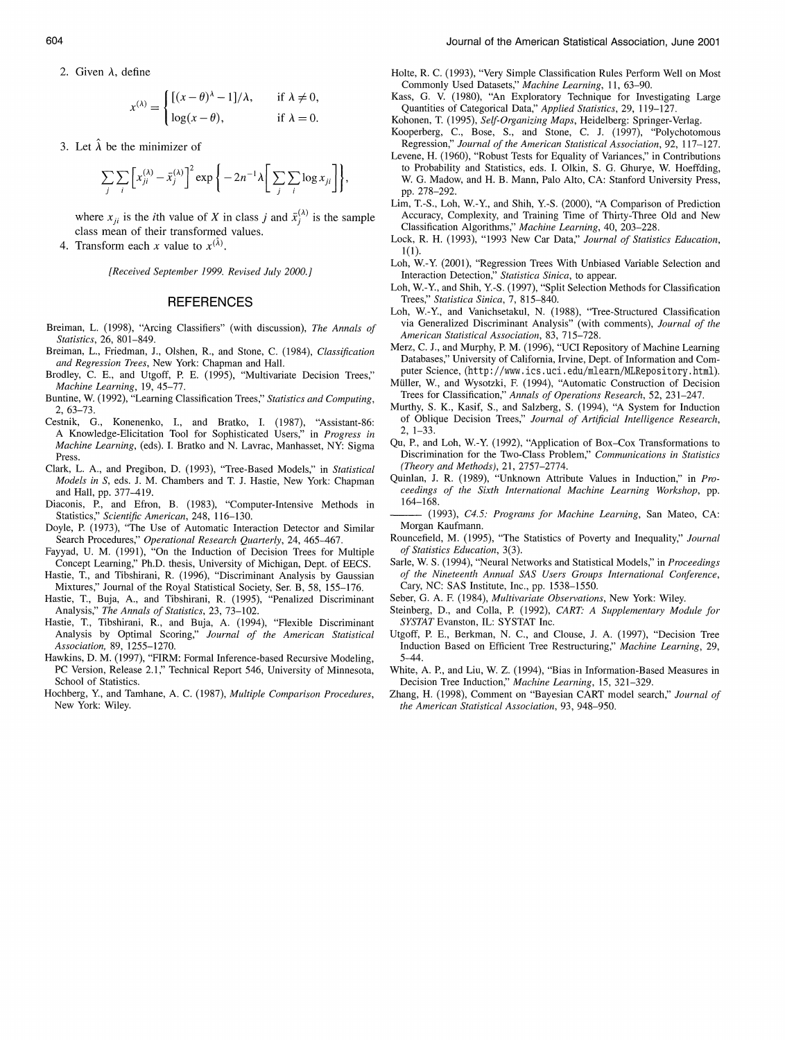2. Given $\lambda$, define

$$x^{(\lambda)} = \begin{cases} [(x-\theta)^\lambda - 1]/\lambda, & \text{if } \lambda \neq 0, \\ \log(x-\theta), & \text{if } \lambda = 0. \end{cases}$$

3. Let $\hat{\lambda}$ be the minimizer of

$$\sum_j \sum_i \left[x_{ji}^{(\lambda)} - \bar{x}_j^{(\lambda)}\right]^2 \exp\left\{-2n^{-1}\lambda\left[\sum_j \sum_i \log x_{ji}\right]\right\},$$

where $x_{ji}$ is the $i$th value of $X$ in class $j$ and $\bar{x}_j^{(\lambda)}$ is the sample class mean of their transformed values.

4. Transform each $x$ value to $x^{(\hat{\lambda})}$.

*[Received September 1999. Revised July 2000.]*

## REFERENCES

Breiman, L. (1998), "Arcing Classifiers" (with discussion), *The Annals of Statistics*, 26, 801–849.

Breiman, L., Friedman, J., Olshen, R., and Stone, C. (1984), *Classification and Regression Trees*, New York: Chapman and Hall.

Brodley, C. E., and Utgoff, P. E. (1995), "Multivariate Decision Trees," *Machine Learning*, 19, 45–77.

Buntine, W. (1992), "Learning Classification Trees," *Statistics and Computing*, 2, 63–73.

Cestnik, G., Konenenko, I., and Bratko, I. (1987), "Assistant-86: A Knowledge-Elicitation Tool for Sophisticated Users," in *Progress in Machine Learning*, (eds). I. Bratko and N. Lavrac, Manhasset, NY: Sigma Press.

Clark, L. A., and Pregibon, D. (1993), "Tree-Based Models," in *Statistical Models in S*, eds. J. M. Chambers and T. J. Hastie, New York: Chapman and Hall, pp. 377–419.

Diaconis, P., and Efron, B. (1983), "Computer-Intensive Methods in Statistics," *Scientific American*, 248, 116–130.

Doyle, P. (1973), "The Use of Automatic Interaction Detector and Similar Search Procedures," *Operational Research Quarterly*, 24, 465–467.

Fayyad, U. M. (1991), "On the Induction of Decision Trees for Multiple Concept Learning," Ph.D. thesis, University of Michigan, Dept. of EECS.

Hastie, T., and Tibshirani, R. (1996), "Discriminant Analysis by Gaussian Mixtures," Journal of the Royal Statistical Society, Ser. B, 58, 155–176.

Hastie, T., Buja, A., and Tibshirani, R. (1995), "Penalized Discriminant Analysis," *The Annals of Statistics*, 23, 73–102.

Hastie, T., Tibshirani, R., and Buja, A. (1994), "Flexible Discriminant Analysis by Optimal Scoring," *Journal of the American Statistical Association*, 89, 1255–1270.

Hawkins, D. M. (1997), "FIRM: Formal Inference-based Recursive Modeling, PC Version, Release 2.1," Technical Report 546, University of Minnesota, School of Statistics.

Hochberg, Y., and Tamhane, A. C. (1987), *Multiple Comparison Procedures*, New York: Wiley.

Holte, R. C. (1993), "Very Simple Classification Rules Perform Well on Most Commonly Used Datasets," *Machine Learning*, 11, 63–90.

Kass, G. V. (1980), "An Exploratory Technique for Investigating Large Quantities of Categorical Data," *Applied Statistics*, 29, 119–127.

Kohonen, T. (1995), *Self-Organizing Maps*, Heidelberg: Springer-Verlag.

Kooperberg, C., Bose, S., and Stone, C. J. (1997), "Polychotomous Regression," *Journal of the American Statistical Association*, 92, 117–127.

Levene, H. (1960), "Robust Tests for Equality of Variances," in Contributions to Probability and Statistics, eds. I. Olkin, S. G. Ghurye, W. Hoeffding, W. G. Madow, and H. B. Mann, Palo Alto, CA: Stanford University Press, pp. 278–292.

Lim, T.-S., Loh, W.-Y., and Shih, Y.-S. (2000), "A Comparison of Prediction Accuracy, Complexity, and Training Time of Thirty-Three Old and New Classification Algorithms," *Machine Learning*, 40, 203–228.

Lock, R. H. (1993), "1993 New Car Data," *Journal of Statistics Education*, 1(1).

Loh, W.-Y. (2001), "Regression Trees With Unbiased Variable Selection and Interaction Detection," *Statistica Sinica*, to appear.

Loh, W.-Y., and Shih, Y.-S. (1997), "Split Selection Methods for Classification Trees," *Statistica Sinica*, 7, 815–840.

Loh, W.-Y., and Vanichsetakul, N. (1988), "Tree-Structured Classification via Generalized Discriminant Analysis" (with comments), *Journal of the American Statistical Association*, 83, 715–728.

Merz, C. J., and Murphy, P. M. (1996), "UCI Repository of Machine Learning Databases," University of California, Irvine, Dept. of Information and Computer Science, (`http://www.ics.uci.edu/mlearn/MLRepository.html`).

Müller, W., and Wysotzki, F. (1994), "Automatic Construction of Decision Trees for Classification," *Annals of Operations Research*, 52, 231–247.

Murthy, S. K., Kasif, S., and Salzberg, S. (1994), "A System for Induction of Oblique Decision Trees," *Journal of Artificial Intelligence Research*, 2, 1–33.

Qu, P., and Loh, W.-Y. (1992), "Application of Box–Cox Transformations to Discrimination for the Two-Class Problem," *Communications in Statistics (Theory and Methods)*, 21, 2757–2774.

Quinlan, J. R. (1989), "Unknown Attribute Values in Induction," in *Proceedings of the Sixth International Machine Learning Workshop*, pp. 164–168.

——— (1993), *C4.5: Programs for Machine Learning*, San Mateo, CA: Morgan Kaufmann.

Rouncefield, M. (1995), "The Statistics of Poverty and Inequality," *Journal of Statistics Education*, 3(3).

Sarle, W. S. (1994), "Neural Networks and Statistical Models," in *Proceedings of the Nineteenth Annual SAS Users Groups International Conference*, Cary, NC: SAS Institute, Inc., pp. 1538–1550.

Seber, G. A. F. (1984), *Multivariate Observations*, New York: Wiley.

Steinberg, D., and Colla, P. (1992), *CART: A Supplementary Module for SYSTAT* Evanston, IL: SYSTAT Inc.

Utgoff, P. E., Berkman, N. C., and Clouse, J. A. (1997), "Decision Tree Induction Based on Efficient Tree Restructuring," *Machine Learning*, 29, 5–44.

White, A. P., and Liu, W. Z. (1994), "Bias in Information-Based Measures in Decision Tree Induction," *Machine Learning*, 15, 321–329.

Zhang, H. (1998), Comment on "Bayesian CART model search," *Journal of the American Statistical Association*, 93, 948–950.